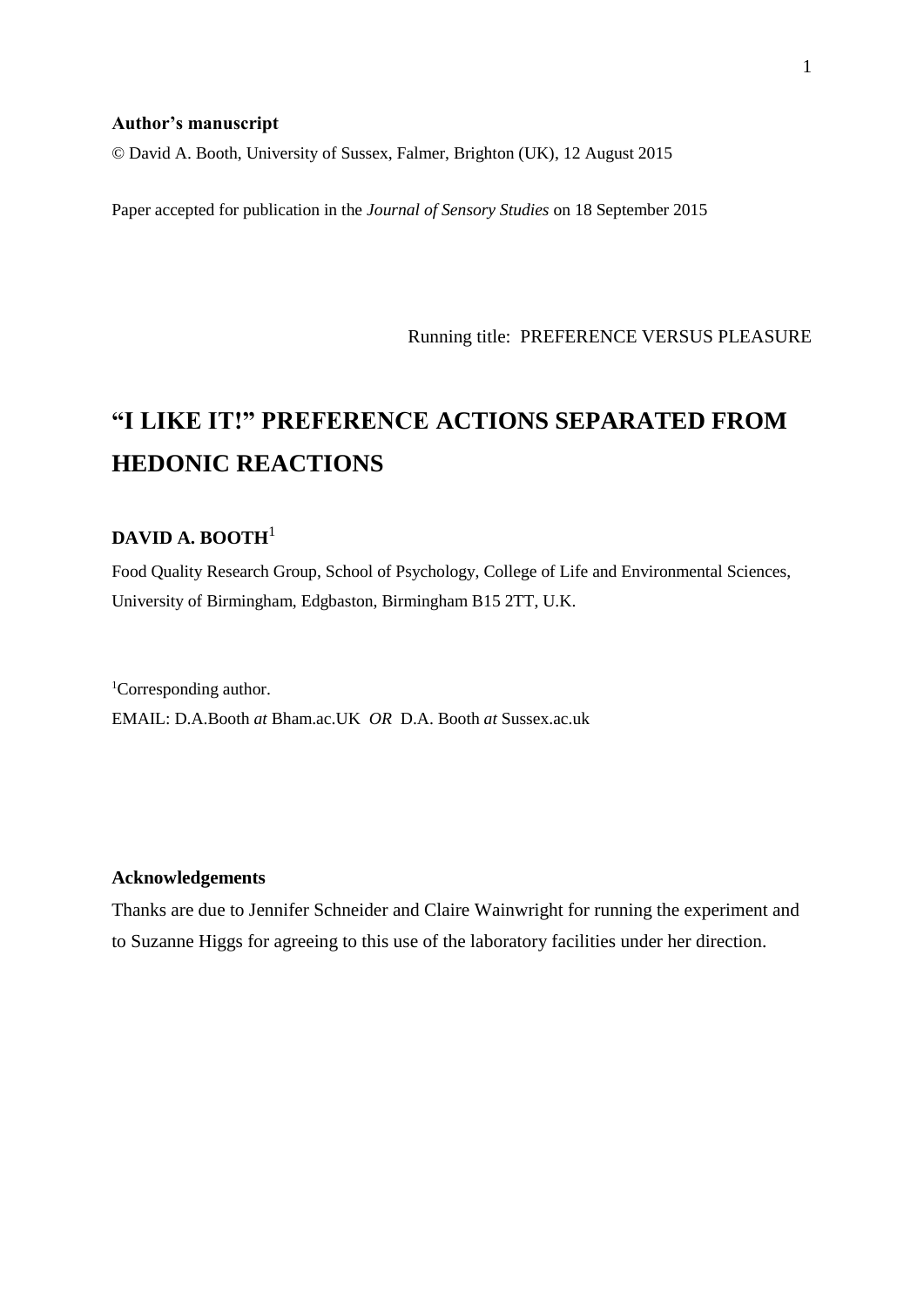**Author's manuscript**

© David A. Booth, University of Sussex, Falmer, Brighton (UK), 12 August 2015

Paper accepted for publication in the *Journal of Sensory Studies* on 18 September 2015

Running title: PREFERENCE VERSUS PLEASURE

# "I LIKE IT!" PREFERENCE ACTIONS SEPARATED FROM HEDONIC REACTIONS

**DAVID A. BOOTH**[1]

Food Quality Research Group, School of Psychology, College of Life and Environmental Sciences, University of Birmingham, Edgbaston, Birmingham B15 2TT, U.K.

[1]Corresponding author.

EMAIL: D.A.Booth *at* Bham.ac.UK *OR* D.A. Booth *at* Sussex.ac.uk

**Acknowledgements**

Thanks are due to Jennifer Schneider and Claire Wainwright for running the experiment and to Suzanne Higgs for agreeing to this use of the laboratory facilities under her direction.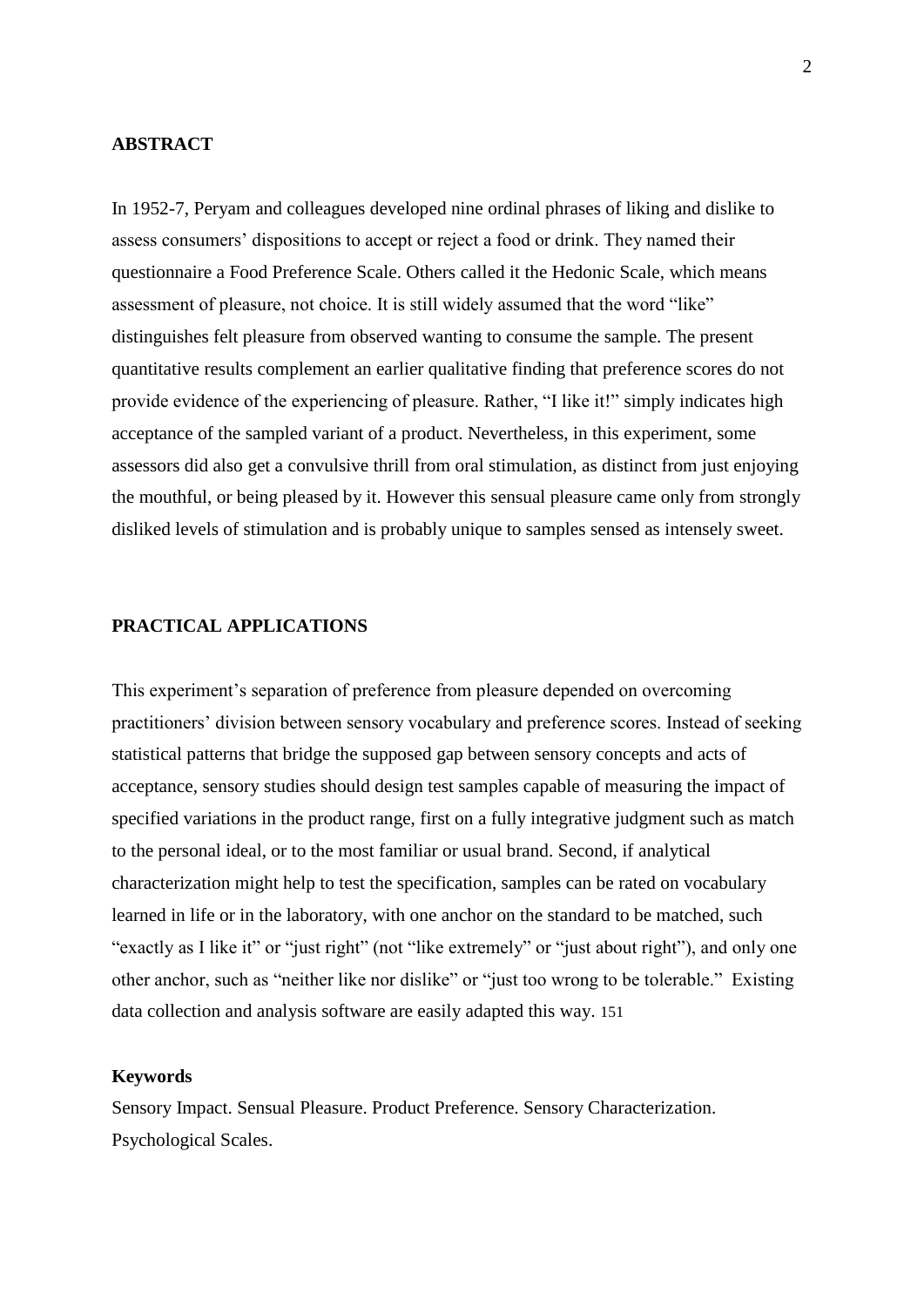## ABSTRACT

In 1952-7, Peryam and colleagues developed nine ordinal phrases of liking and dislike to assess consumers' dispositions to accept or reject a food or drink. They named their questionnaire a Food Preference Scale. Others called it the Hedonic Scale, which means assessment of pleasure, not choice. It is still widely assumed that the word "like" distinguishes felt pleasure from observed wanting to consume the sample. The present quantitative results complement an earlier qualitative finding that preference scores do not provide evidence of the experiencing of pleasure. Rather, "I like it!" simply indicates high acceptance of the sampled variant of a product. Nevertheless, in this experiment, some assessors did also get a convulsive thrill from oral stimulation, as distinct from just enjoying the mouthful, or being pleased by it. However this sensual pleasure came only from strongly disliked levels of stimulation and is probably unique to samples sensed as intensely sweet.

## PRACTICAL APPLICATIONS

This experiment's separation of preference from pleasure depended on overcoming practitioners' division between sensory vocabulary and preference scores. Instead of seeking statistical patterns that bridge the supposed gap between sensory concepts and acts of acceptance, sensory studies should design test samples capable of measuring the impact of specified variations in the product range, first on a fully integrative judgment such as match to the personal ideal, or to the most familiar or usual brand. Second, if analytical characterization might help to test the specification, samples can be rated on vocabulary learned in life or in the laboratory, with one anchor on the standard to be matched, such "exactly as I like it" or "just right" (not "like extremely" or "just about right"), and only one other anchor, such as "neither like nor dislike" or "just too wrong to be tolerable." Existing data collection and analysis software are easily adapted this way. 151

**Keywords**

Sensory Impact. Sensual Pleasure. Product Preference. Sensory Characterization. Psychological Scales.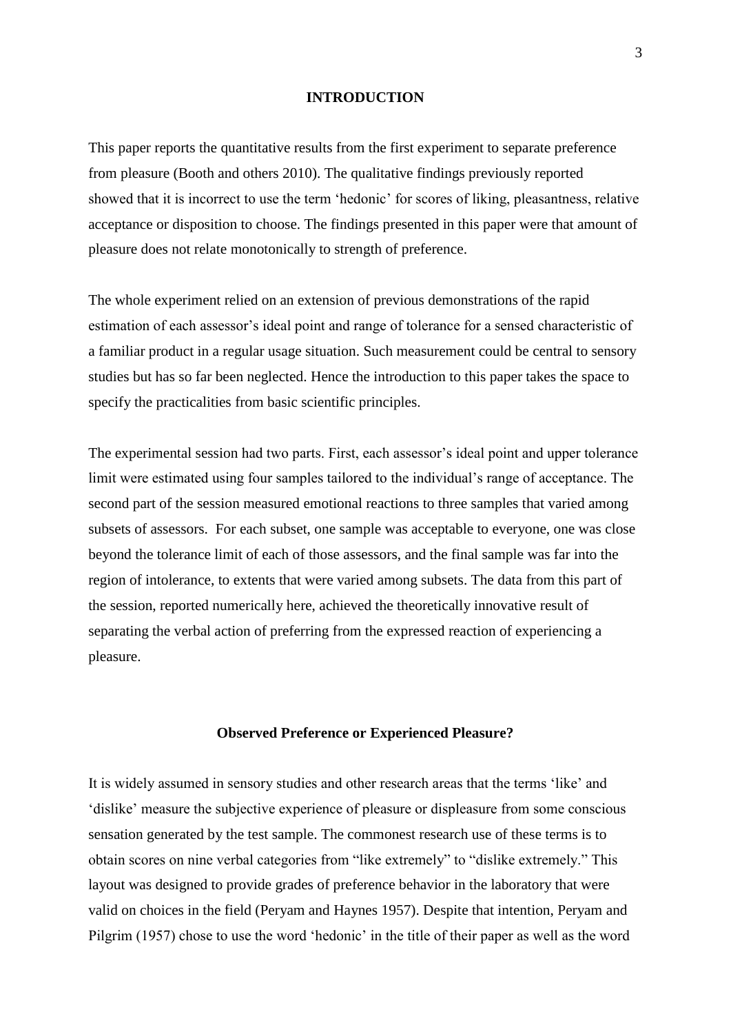## INTRODUCTION

This paper reports the quantitative results from the first experiment to separate preference from pleasure (Booth and others 2010). The qualitative findings previously reported showed that it is incorrect to use the term 'hedonic' for scores of liking, pleasantness, relative acceptance or disposition to choose. The findings presented in this paper were that amount of pleasure does not relate monotonically to strength of preference.

The whole experiment relied on an extension of previous demonstrations of the rapid estimation of each assessor's ideal point and range of tolerance for a sensed characteristic of a familiar product in a regular usage situation. Such measurement could be central to sensory studies but has so far been neglected. Hence the introduction to this paper takes the space to specify the practicalities from basic scientific principles.

The experimental session had two parts. First, each assessor's ideal point and upper tolerance limit were estimated using four samples tailored to the individual's range of acceptance. The second part of the session measured emotional reactions to three samples that varied among subsets of assessors. For each subset, one sample was acceptable to everyone, one was close beyond the tolerance limit of each of those assessors, and the final sample was far into the region of intolerance, to extents that were varied among subsets. The data from this part of the session, reported numerically here, achieved the theoretically innovative result of separating the verbal action of preferring from the expressed reaction of experiencing a pleasure.

### Observed Preference or Experienced Pleasure?

It is widely assumed in sensory studies and other research areas that the terms 'like' and 'dislike' measure the subjective experience of pleasure or displeasure from some conscious sensation generated by the test sample. The commonest research use of these terms is to obtain scores on nine verbal categories from "like extremely" to "dislike extremely." This layout was designed to provide grades of preference behavior in the laboratory that were valid on choices in the field (Peryam and Haynes 1957). Despite that intention, Peryam and Pilgrim (1957) chose to use the word 'hedonic' in the title of their paper as well as the word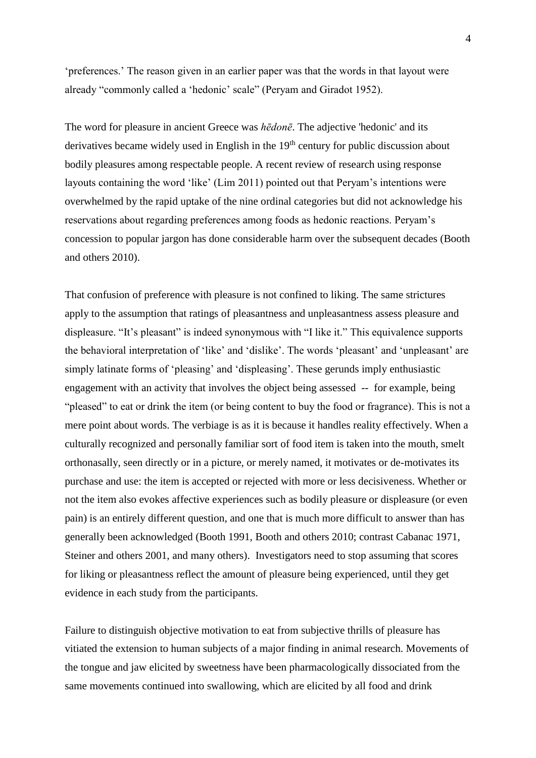'preferences.' The reason given in an earlier paper was that the words in that layout were already "commonly called a 'hedonic' scale" (Peryam and Giradot 1952).

The word for pleasure in ancient Greece was *hēdonē*. The adjective 'hedonic' and its derivatives became widely used in English in the 19th century for public discussion about bodily pleasures among respectable people. A recent review of research using response layouts containing the word 'like' (Lim 2011) pointed out that Peryam's intentions were overwhelmed by the rapid uptake of the nine ordinal categories but did not acknowledge his reservations about regarding preferences among foods as hedonic reactions. Peryam's concession to popular jargon has done considerable harm over the subsequent decades (Booth and others 2010).

That confusion of preference with pleasure is not confined to liking. The same strictures apply to the assumption that ratings of pleasantness and unpleasantness assess pleasure and displeasure. "It's pleasant" is indeed synonymous with "I like it." This equivalence supports the behavioral interpretation of 'like' and 'dislike'. The words 'pleasant' and 'unpleasant' are simply latinate forms of 'pleasing' and 'displeasing'. These gerunds imply enthusiastic engagement with an activity that involves the object being assessed -- for example, being "pleased" to eat or drink the item (or being content to buy the food or fragrance). This is not a mere point about words. The verbiage is as it is because it handles reality effectively. When a culturally recognized and personally familiar sort of food item is taken into the mouth, smelt orthonasally, seen directly or in a picture, or merely named, it motivates or de-motivates its purchase and use: the item is accepted or rejected with more or less decisiveness. Whether or not the item also evokes affective experiences such as bodily pleasure or displeasure (or even pain) is an entirely different question, and one that is much more difficult to answer than has generally been acknowledged (Booth 1991, Booth and others 2010; contrast Cabanac 1971, Steiner and others 2001, and many others). Investigators need to stop assuming that scores for liking or pleasantness reflect the amount of pleasure being experienced, until they get evidence in each study from the participants.

Failure to distinguish objective motivation to eat from subjective thrills of pleasure has vitiated the extension to human subjects of a major finding in animal research. Movements of the tongue and jaw elicited by sweetness have been pharmacologically dissociated from the same movements continued into swallowing, which are elicited by all food and drink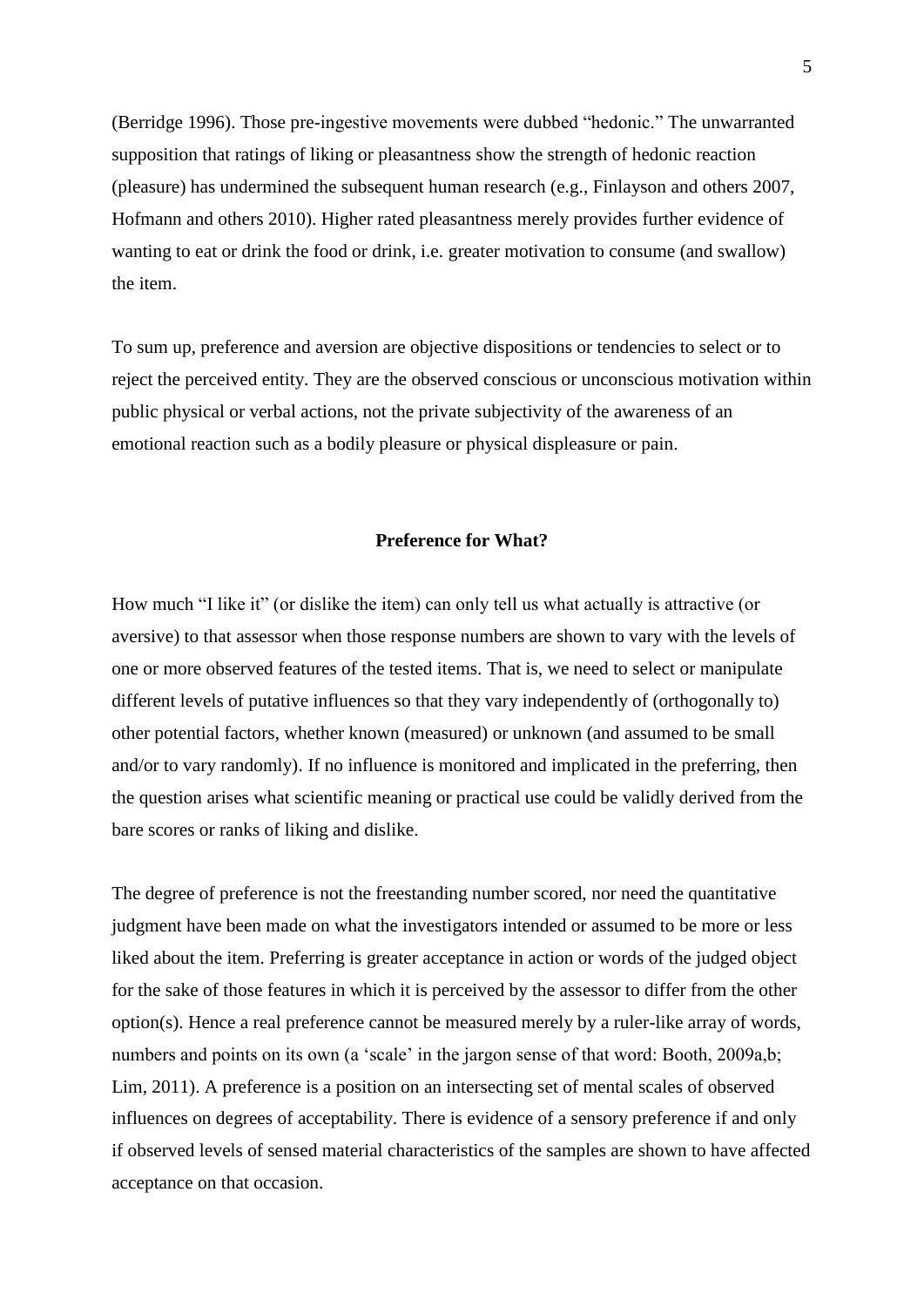(Berridge 1996). Those pre-ingestive movements were dubbed "hedonic." The unwarranted supposition that ratings of liking or pleasantness show the strength of hedonic reaction (pleasure) has undermined the subsequent human research (e.g., Finlayson and others 2007, Hofmann and others 2010). Higher rated pleasantness merely provides further evidence of wanting to eat or drink the food or drink, i.e. greater motivation to consume (and swallow) the item.

To sum up, preference and aversion are objective dispositions or tendencies to select or to reject the perceived entity. They are the observed conscious or unconscious motivation within public physical or verbal actions, not the private subjectivity of the awareness of an emotional reaction such as a bodily pleasure or physical displeasure or pain.

## Preference for What?

How much "I like it" (or dislike the item) can only tell us what actually is attractive (or aversive) to that assessor when those response numbers are shown to vary with the levels of one or more observed features of the tested items. That is, we need to select or manipulate different levels of putative influences so that they vary independently of (orthogonally to) other potential factors, whether known (measured) or unknown (and assumed to be small and/or to vary randomly). If no influence is monitored and implicated in the preferring, then the question arises what scientific meaning or practical use could be validly derived from the bare scores or ranks of liking and dislike.

The degree of preference is not the freestanding number scored, nor need the quantitative judgment have been made on what the investigators intended or assumed to be more or less liked about the item. Preferring is greater acceptance in action or words of the judged object for the sake of those features in which it is perceived by the assessor to differ from the other option(s). Hence a real preference cannot be measured merely by a ruler-like array of words, numbers and points on its own (a 'scale' in the jargon sense of that word: Booth, 2009a,b; Lim, 2011). A preference is a position on an intersecting set of mental scales of observed influences on degrees of acceptability. There is evidence of a sensory preference if and only if observed levels of sensed material characteristics of the samples are shown to have affected acceptance on that occasion.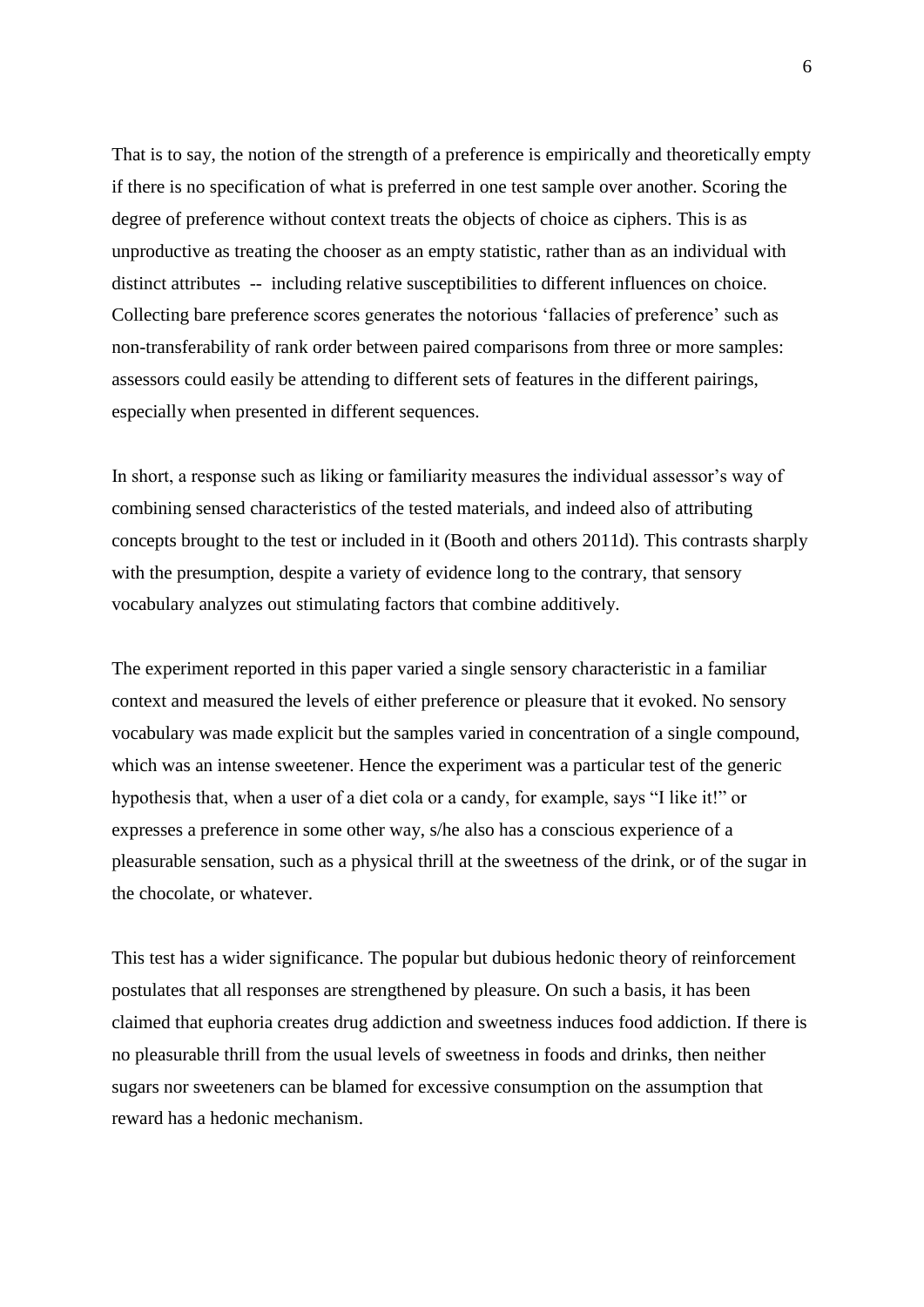That is to say, the notion of the strength of a preference is empirically and theoretically empty if there is no specification of what is preferred in one test sample over another. Scoring the degree of preference without context treats the objects of choice as ciphers. This is as unproductive as treating the chooser as an empty statistic, rather than as an individual with distinct attributes -- including relative susceptibilities to different influences on choice. Collecting bare preference scores generates the notorious 'fallacies of preference' such as non-transferability of rank order between paired comparisons from three or more samples: assessors could easily be attending to different sets of features in the different pairings, especially when presented in different sequences.

In short, a response such as liking or familiarity measures the individual assessor's way of combining sensed characteristics of the tested materials, and indeed also of attributing concepts brought to the test or included in it (Booth and others 2011d). This contrasts sharply with the presumption, despite a variety of evidence long to the contrary, that sensory vocabulary analyzes out stimulating factors that combine additively.

The experiment reported in this paper varied a single sensory characteristic in a familiar context and measured the levels of either preference or pleasure that it evoked. No sensory vocabulary was made explicit but the samples varied in concentration of a single compound, which was an intense sweetener. Hence the experiment was a particular test of the generic hypothesis that, when a user of a diet cola or a candy, for example, says "I like it!" or expresses a preference in some other way, s/he also has a conscious experience of a pleasurable sensation, such as a physical thrill at the sweetness of the drink, or of the sugar in the chocolate, or whatever.

This test has a wider significance. The popular but dubious hedonic theory of reinforcement postulates that all responses are strengthened by pleasure. On such a basis, it has been claimed that euphoria creates drug addiction and sweetness induces food addiction. If there is no pleasurable thrill from the usual levels of sweetness in foods and drinks, then neither sugars nor sweeteners can be blamed for excessive consumption on the assumption that reward has a hedonic mechanism.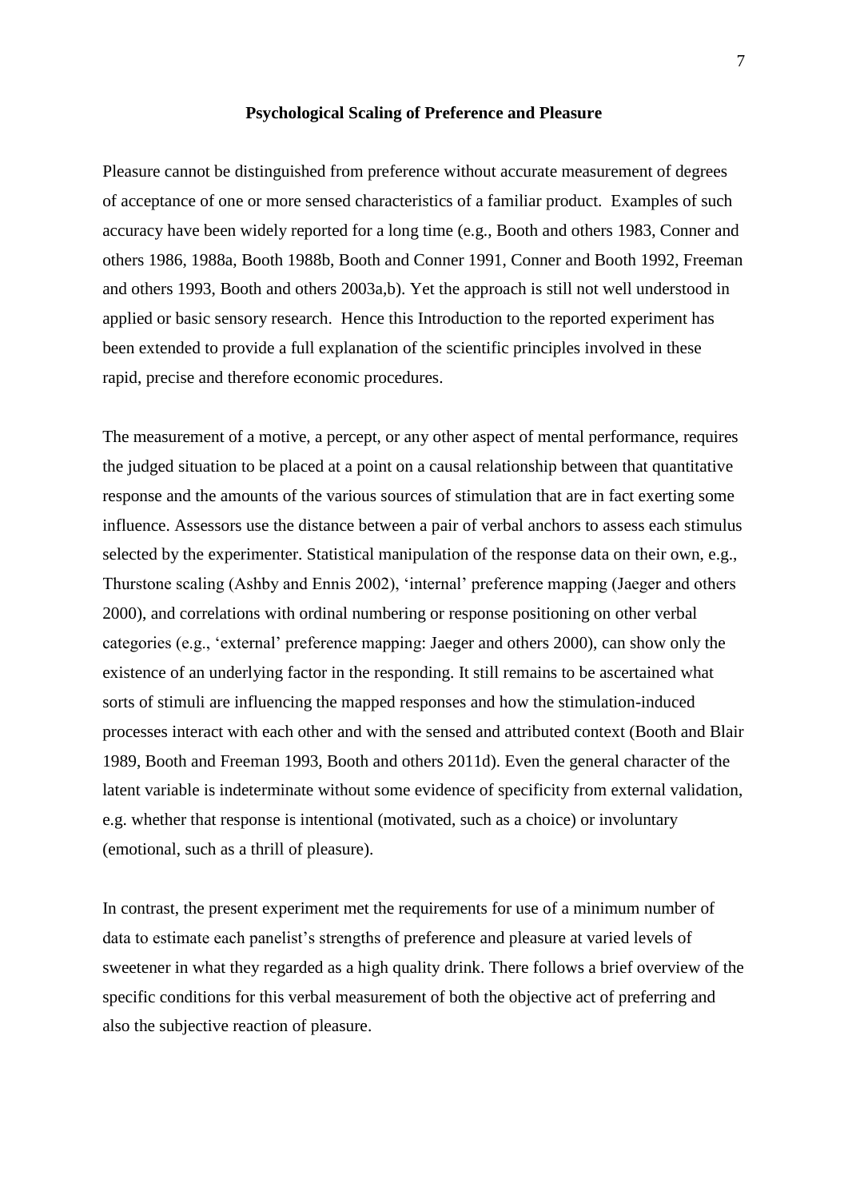## Psychological Scaling of Preference and Pleasure

Pleasure cannot be distinguished from preference without accurate measurement of degrees of acceptance of one or more sensed characteristics of a familiar product. Examples of such accuracy have been widely reported for a long time (e.g., Booth and others 1983, Conner and others 1986, 1988a, Booth 1988b, Booth and Conner 1991, Conner and Booth 1992, Freeman and others 1993, Booth and others 2003a,b). Yet the approach is still not well understood in applied or basic sensory research. Hence this Introduction to the reported experiment has been extended to provide a full explanation of the scientific principles involved in these rapid, precise and therefore economic procedures.

The measurement of a motive, a percept, or any other aspect of mental performance, requires the judged situation to be placed at a point on a causal relationship between that quantitative response and the amounts of the various sources of stimulation that are in fact exerting some influence. Assessors use the distance between a pair of verbal anchors to assess each stimulus selected by the experimenter. Statistical manipulation of the response data on their own, e.g., Thurstone scaling (Ashby and Ennis 2002), 'internal' preference mapping (Jaeger and others 2000), and correlations with ordinal numbering or response positioning on other verbal categories (e.g., 'external' preference mapping: Jaeger and others 2000), can show only the existence of an underlying factor in the responding. It still remains to be ascertained what sorts of stimuli are influencing the mapped responses and how the stimulation-induced processes interact with each other and with the sensed and attributed context (Booth and Blair 1989, Booth and Freeman 1993, Booth and others 2011d). Even the general character of the latent variable is indeterminate without some evidence of specificity from external validation, e.g. whether that response is intentional (motivated, such as a choice) or involuntary (emotional, such as a thrill of pleasure).

In contrast, the present experiment met the requirements for use of a minimum number of data to estimate each panelist's strengths of preference and pleasure at varied levels of sweetener in what they regarded as a high quality drink. There follows a brief overview of the specific conditions for this verbal measurement of both the objective act of preferring and also the subjective reaction of pleasure.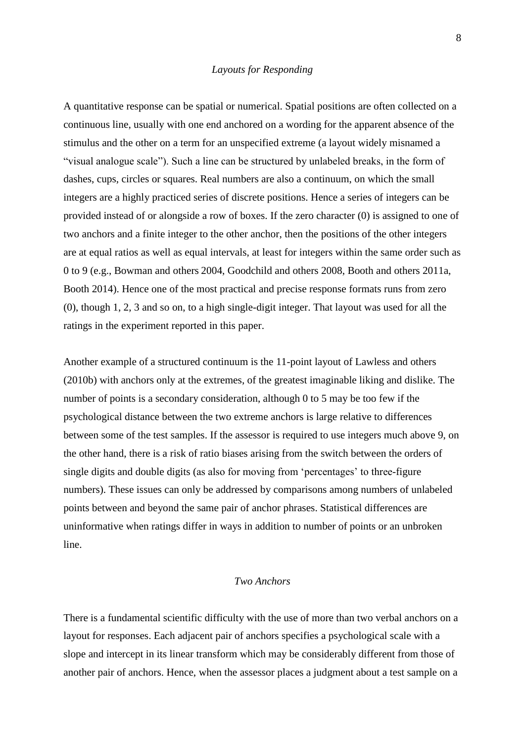## *Layouts for Responding*

A quantitative response can be spatial or numerical. Spatial positions are often collected on a continuous line, usually with one end anchored on a wording for the apparent absence of the stimulus and the other on a term for an unspecified extreme (a layout widely misnamed a "visual analogue scale"). Such a line can be structured by unlabeled breaks, in the form of dashes, cups, circles or squares. Real numbers are also a continuum, on which the small integers are a highly practiced series of discrete positions. Hence a series of integers can be provided instead of or alongside a row of boxes. If the zero character (0) is assigned to one of two anchors and a finite integer to the other anchor, then the positions of the other integers are at equal ratios as well as equal intervals, at least for integers within the same order such as 0 to 9 (e.g., Bowman and others 2004, Goodchild and others 2008, Booth and others 2011a, Booth 2014). Hence one of the most practical and precise response formats runs from zero (0), though 1, 2, 3 and so on, to a high single-digit integer. That layout was used for all the ratings in the experiment reported in this paper.

Another example of a structured continuum is the 11-point layout of Lawless and others (2010b) with anchors only at the extremes, of the greatest imaginable liking and dislike. The number of points is a secondary consideration, although 0 to 5 may be too few if the psychological distance between the two extreme anchors is large relative to differences between some of the test samples. If the assessor is required to use integers much above 9, on the other hand, there is a risk of ratio biases arising from the switch between the orders of single digits and double digits (as also for moving from 'percentages' to three-figure numbers). These issues can only be addressed by comparisons among numbers of unlabeled points between and beyond the same pair of anchor phrases. Statistical differences are uninformative when ratings differ in ways in addition to number of points or an unbroken line.

## *Two Anchors*

There is a fundamental scientific difficulty with the use of more than two verbal anchors on a layout for responses. Each adjacent pair of anchors specifies a psychological scale with a slope and intercept in its linear transform which may be considerably different from those of another pair of anchors. Hence, when the assessor places a judgment about a test sample on a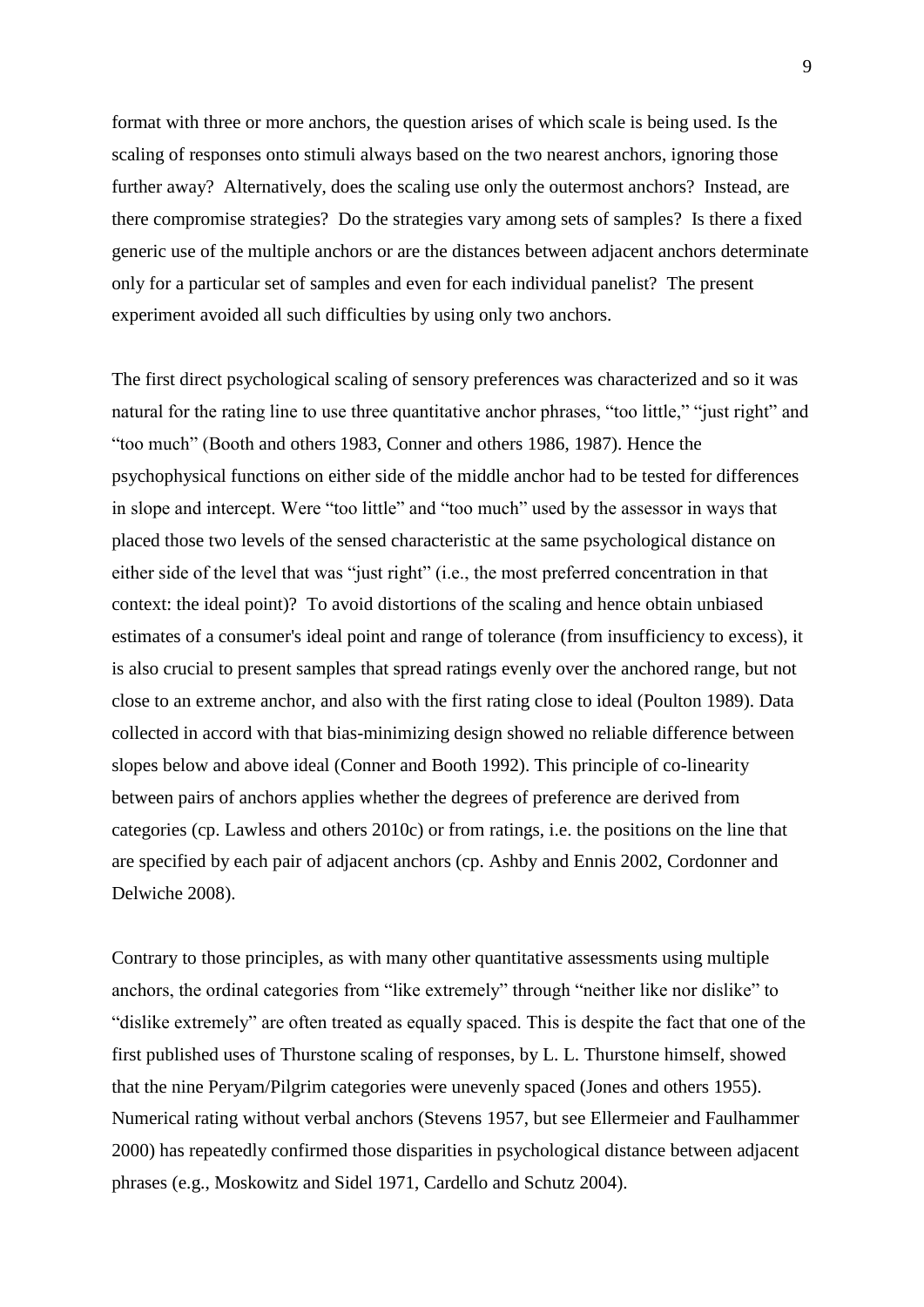format with three or more anchors, the question arises of which scale is being used. Is the scaling of responses onto stimuli always based on the two nearest anchors, ignoring those further away? Alternatively, does the scaling use only the outermost anchors? Instead, are there compromise strategies? Do the strategies vary among sets of samples? Is there a fixed generic use of the multiple anchors or are the distances between adjacent anchors determinate only for a particular set of samples and even for each individual panelist? The present experiment avoided all such difficulties by using only two anchors.

The first direct psychological scaling of sensory preferences was characterized and so it was natural for the rating line to use three quantitative anchor phrases, "too little," "just right" and "too much" (Booth and others 1983, Conner and others 1986, 1987). Hence the psychophysical functions on either side of the middle anchor had to be tested for differences in slope and intercept. Were "too little" and "too much" used by the assessor in ways that placed those two levels of the sensed characteristic at the same psychological distance on either side of the level that was "just right" (i.e., the most preferred concentration in that context: the ideal point)? To avoid distortions of the scaling and hence obtain unbiased estimates of a consumer's ideal point and range of tolerance (from insufficiency to excess), it is also crucial to present samples that spread ratings evenly over the anchored range, but not close to an extreme anchor, and also with the first rating close to ideal (Poulton 1989). Data collected in accord with that bias-minimizing design showed no reliable difference between slopes below and above ideal (Conner and Booth 1992). This principle of co-linearity between pairs of anchors applies whether the degrees of preference are derived from categories (cp. Lawless and others 2010c) or from ratings, i.e. the positions on the line that are specified by each pair of adjacent anchors (cp. Ashby and Ennis 2002, Cordonner and Delwiche 2008).

Contrary to those principles, as with many other quantitative assessments using multiple anchors, the ordinal categories from "like extremely" through "neither like nor dislike" to "dislike extremely" are often treated as equally spaced. This is despite the fact that one of the first published uses of Thurstone scaling of responses, by L. L. Thurstone himself, showed that the nine Peryam/Pilgrim categories were unevenly spaced (Jones and others 1955). Numerical rating without verbal anchors (Stevens 1957, but see Ellermeier and Faulhammer 2000) has repeatedly confirmed those disparities in psychological distance between adjacent phrases (e.g., Moskowitz and Sidel 1971, Cardello and Schutz 2004).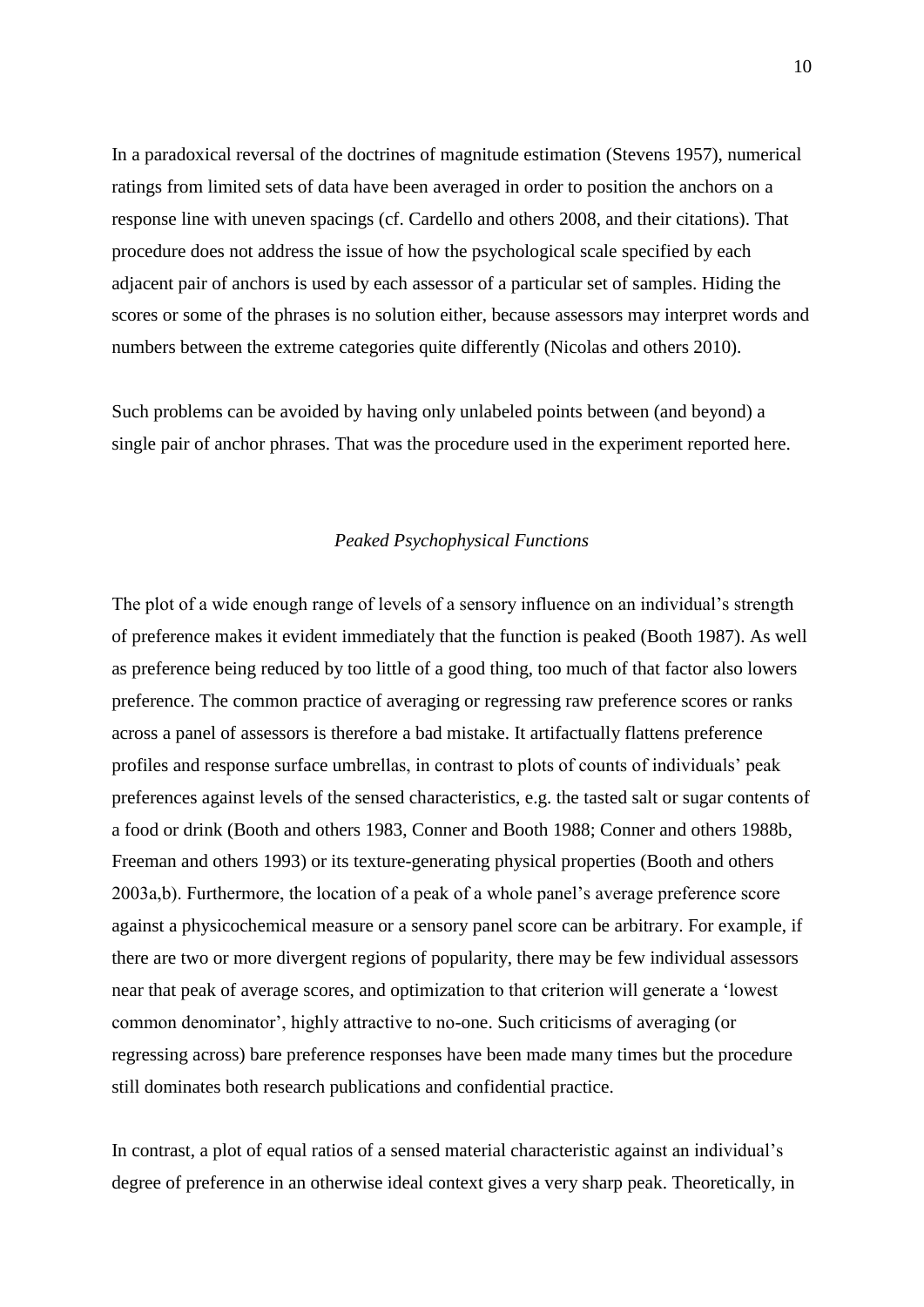In a paradoxical reversal of the doctrines of magnitude estimation (Stevens 1957), numerical ratings from limited sets of data have been averaged in order to position the anchors on a response line with uneven spacings (cf. Cardello and others 2008, and their citations). That procedure does not address the issue of how the psychological scale specified by each adjacent pair of anchors is used by each assessor of a particular set of samples. Hiding the scores or some of the phrases is no solution either, because assessors may interpret words and numbers between the extreme categories quite differently (Nicolas and others 2010).

Such problems can be avoided by having only unlabeled points between (and beyond) a single pair of anchor phrases. That was the procedure used in the experiment reported here.

### *Peaked Psychophysical Functions*

The plot of a wide enough range of levels of a sensory influence on an individual's strength of preference makes it evident immediately that the function is peaked (Booth 1987). As well as preference being reduced by too little of a good thing, too much of that factor also lowers preference. The common practice of averaging or regressing raw preference scores or ranks across a panel of assessors is therefore a bad mistake. It artifactually flattens preference profiles and response surface umbrellas, in contrast to plots of counts of individuals' peak preferences against levels of the sensed characteristics, e.g. the tasted salt or sugar contents of a food or drink (Booth and others 1983, Conner and Booth 1988; Conner and others 1988b, Freeman and others 1993) or its texture-generating physical properties (Booth and others 2003a,b). Furthermore, the location of a peak of a whole panel's average preference score against a physicochemical measure or a sensory panel score can be arbitrary. For example, if there are two or more divergent regions of popularity, there may be few individual assessors near that peak of average scores, and optimization to that criterion will generate a 'lowest common denominator', highly attractive to no-one. Such criticisms of averaging (or regressing across) bare preference responses have been made many times but the procedure still dominates both research publications and confidential practice.

In contrast, a plot of equal ratios of a sensed material characteristic against an individual's degree of preference in an otherwise ideal context gives a very sharp peak. Theoretically, in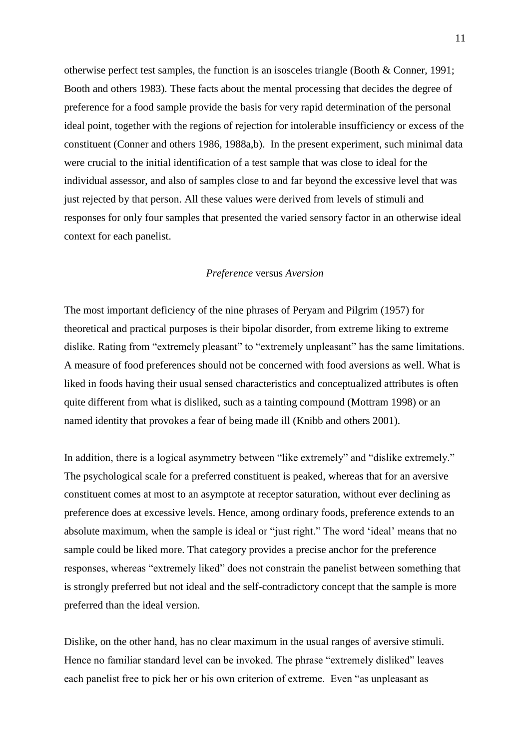otherwise perfect test samples, the function is an isosceles triangle (Booth & Conner, 1991; Booth and others 1983). These facts about the mental processing that decides the degree of preference for a food sample provide the basis for very rapid determination of the personal ideal point, together with the regions of rejection for intolerable insufficiency or excess of the constituent (Conner and others 1986, 1988a,b). In the present experiment, such minimal data were crucial to the initial identification of a test sample that was close to ideal for the individual assessor, and also of samples close to and far beyond the excessive level that was just rejected by that person. All these values were derived from levels of stimuli and responses for only four samples that presented the varied sensory factor in an otherwise ideal context for each panelist.

### *Preference* versus *Aversion*

The most important deficiency of the nine phrases of Peryam and Pilgrim (1957) for theoretical and practical purposes is their bipolar disorder, from extreme liking to extreme dislike. Rating from "extremely pleasant" to "extremely unpleasant" has the same limitations. A measure of food preferences should not be concerned with food aversions as well. What is liked in foods having their usual sensed characteristics and conceptualized attributes is often quite different from what is disliked, such as a tainting compound (Mottram 1998) or an named identity that provokes a fear of being made ill (Knibb and others 2001).

In addition, there is a logical asymmetry between "like extremely" and "dislike extremely." The psychological scale for a preferred constituent is peaked, whereas that for an aversive constituent comes at most to an asymptote at receptor saturation, without ever declining as preference does at excessive levels. Hence, among ordinary foods, preference extends to an absolute maximum, when the sample is ideal or "just right." The word 'ideal' means that no sample could be liked more. That category provides a precise anchor for the preference responses, whereas "extremely liked" does not constrain the panelist between something that is strongly preferred but not ideal and the self-contradictory concept that the sample is more preferred than the ideal version.

Dislike, on the other hand, has no clear maximum in the usual ranges of aversive stimuli. Hence no familiar standard level can be invoked. The phrase "extremely disliked" leaves each panelist free to pick her or his own criterion of extreme. Even "as unpleasant as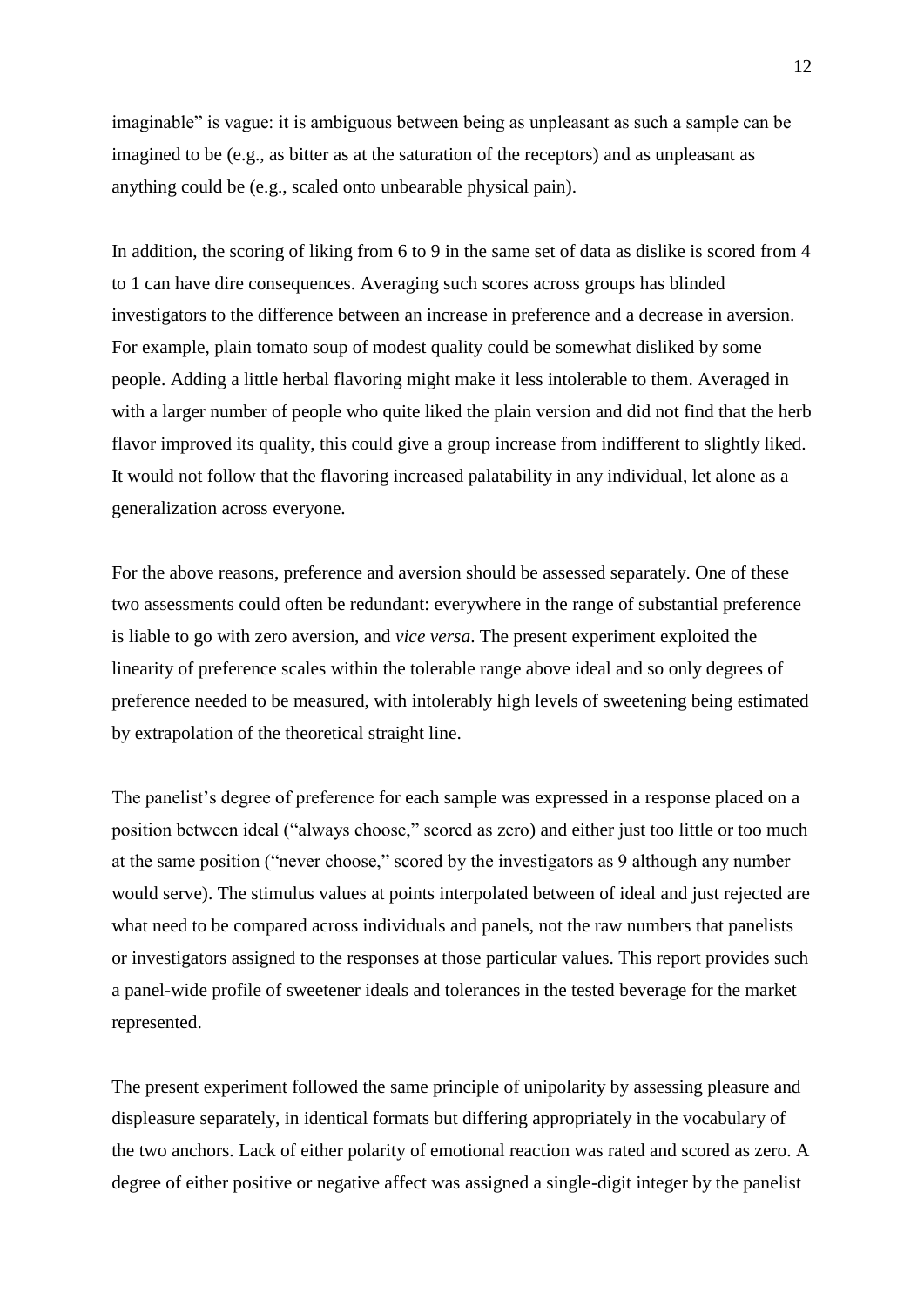imaginable" is vague: it is ambiguous between being as unpleasant as such a sample can be imagined to be (e.g., as bitter as at the saturation of the receptors) and as unpleasant as anything could be (e.g., scaled onto unbearable physical pain).

In addition, the scoring of liking from 6 to 9 in the same set of data as dislike is scored from 4 to 1 can have dire consequences. Averaging such scores across groups has blinded investigators to the difference between an increase in preference and a decrease in aversion. For example, plain tomato soup of modest quality could be somewhat disliked by some people. Adding a little herbal flavoring might make it less intolerable to them. Averaged in with a larger number of people who quite liked the plain version and did not find that the herb flavor improved its quality, this could give a group increase from indifferent to slightly liked. It would not follow that the flavoring increased palatability in any individual, let alone as a generalization across everyone.

For the above reasons, preference and aversion should be assessed separately. One of these two assessments could often be redundant: everywhere in the range of substantial preference is liable to go with zero aversion, and *vice versa*. The present experiment exploited the linearity of preference scales within the tolerable range above ideal and so only degrees of preference needed to be measured, with intolerably high levels of sweetening being estimated by extrapolation of the theoretical straight line.

The panelist's degree of preference for each sample was expressed in a response placed on a position between ideal ("always choose," scored as zero) and either just too little or too much at the same position ("never choose," scored by the investigators as 9 although any number would serve). The stimulus values at points interpolated between of ideal and just rejected are what need to be compared across individuals and panels, not the raw numbers that panelists or investigators assigned to the responses at those particular values. This report provides such a panel-wide profile of sweetener ideals and tolerances in the tested beverage for the market represented.

The present experiment followed the same principle of unipolarity by assessing pleasure and displeasure separately, in identical formats but differing appropriately in the vocabulary of the two anchors. Lack of either polarity of emotional reaction was rated and scored as zero. A degree of either positive or negative affect was assigned a single-digit integer by the panelist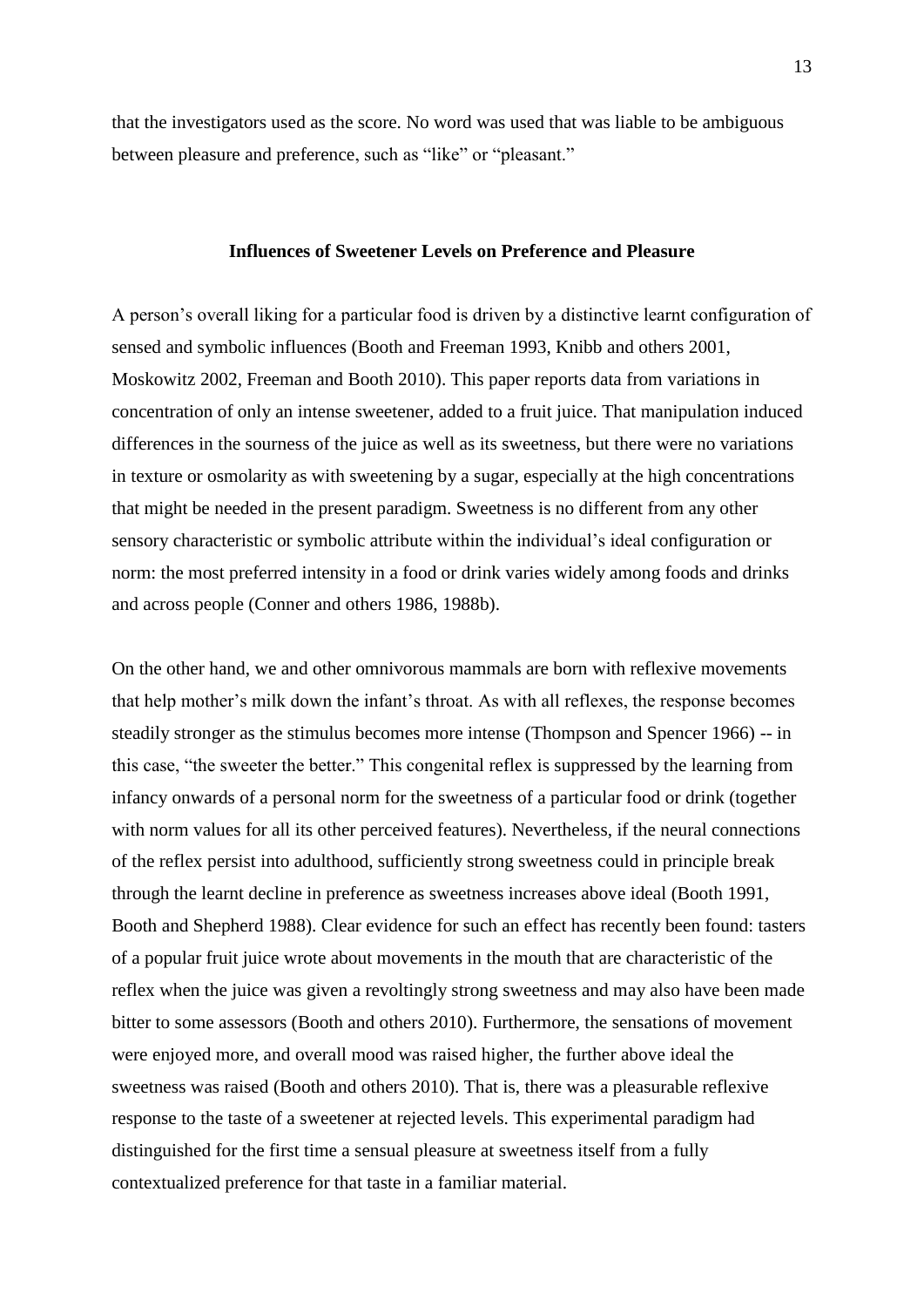that the investigators used as the score. No word was used that was liable to be ambiguous between pleasure and preference, such as "like" or "pleasant."

## Influences of Sweetener Levels on Preference and Pleasure

A person's overall liking for a particular food is driven by a distinctive learnt configuration of sensed and symbolic influences (Booth and Freeman 1993, Knibb and others 2001, Moskowitz 2002, Freeman and Booth 2010). This paper reports data from variations in concentration of only an intense sweetener, added to a fruit juice. That manipulation induced differences in the sourness of the juice as well as its sweetness, but there were no variations in texture or osmolarity as with sweetening by a sugar, especially at the high concentrations that might be needed in the present paradigm. Sweetness is no different from any other sensory characteristic or symbolic attribute within the individual's ideal configuration or norm: the most preferred intensity in a food or drink varies widely among foods and drinks and across people (Conner and others 1986, 1988b).

On the other hand, we and other omnivorous mammals are born with reflexive movements that help mother's milk down the infant's throat. As with all reflexes, the response becomes steadily stronger as the stimulus becomes more intense (Thompson and Spencer 1966) -- in this case, "the sweeter the better." This congenital reflex is suppressed by the learning from infancy onwards of a personal norm for the sweetness of a particular food or drink (together with norm values for all its other perceived features). Nevertheless, if the neural connections of the reflex persist into adulthood, sufficiently strong sweetness could in principle break through the learnt decline in preference as sweetness increases above ideal (Booth 1991, Booth and Shepherd 1988). Clear evidence for such an effect has recently been found: tasters of a popular fruit juice wrote about movements in the mouth that are characteristic of the reflex when the juice was given a revoltingly strong sweetness and may also have been made bitter to some assessors (Booth and others 2010). Furthermore, the sensations of movement were enjoyed more, and overall mood was raised higher, the further above ideal the sweetness was raised (Booth and others 2010). That is, there was a pleasurable reflexive response to the taste of a sweetener at rejected levels. This experimental paradigm had distinguished for the first time a sensual pleasure at sweetness itself from a fully contextualized preference for that taste in a familiar material.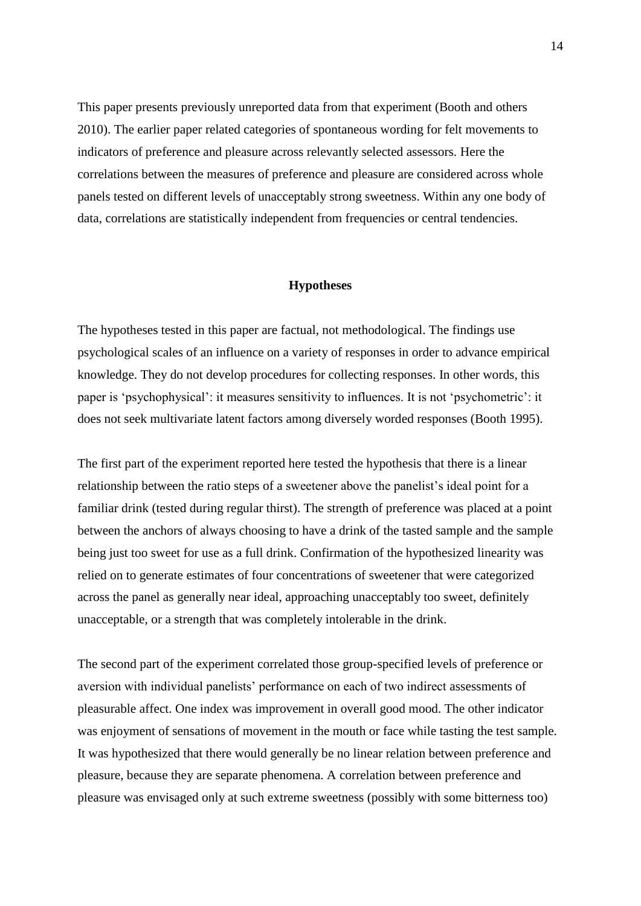This paper presents previously unreported data from that experiment (Booth and others 2010). The earlier paper related categories of spontaneous wording for felt movements to indicators of preference and pleasure across relevantly selected assessors. Here the correlations between the measures of preference and pleasure are considered across whole panels tested on different levels of unacceptably strong sweetness. Within any one body of data, correlations are statistically independent from frequencies or central tendencies.

## Hypotheses

The hypotheses tested in this paper are factual, not methodological. The findings use psychological scales of an influence on a variety of responses in order to advance empirical knowledge. They do not develop procedures for collecting responses. In other words, this paper is 'psychophysical': it measures sensitivity to influences. It is not 'psychometric': it does not seek multivariate latent factors among diversely worded responses (Booth 1995).

The first part of the experiment reported here tested the hypothesis that there is a linear relationship between the ratio steps of a sweetener above the panelist's ideal point for a familiar drink (tested during regular thirst). The strength of preference was placed at a point between the anchors of always choosing to have a drink of the tasted sample and the sample being just too sweet for use as a full drink. Confirmation of the hypothesized linearity was relied on to generate estimates of four concentrations of sweetener that were categorized across the panel as generally near ideal, approaching unacceptably too sweet, definitely unacceptable, or a strength that was completely intolerable in the drink.

The second part of the experiment correlated those group-specified levels of preference or aversion with individual panelists' performance on each of two indirect assessments of pleasurable affect. One index was improvement in overall good mood. The other indicator was enjoyment of sensations of movement in the mouth or face while tasting the test sample. It was hypothesized that there would generally be no linear relation between preference and pleasure, because they are separate phenomena. A correlation between preference and pleasure was envisaged only at such extreme sweetness (possibly with some bitterness too)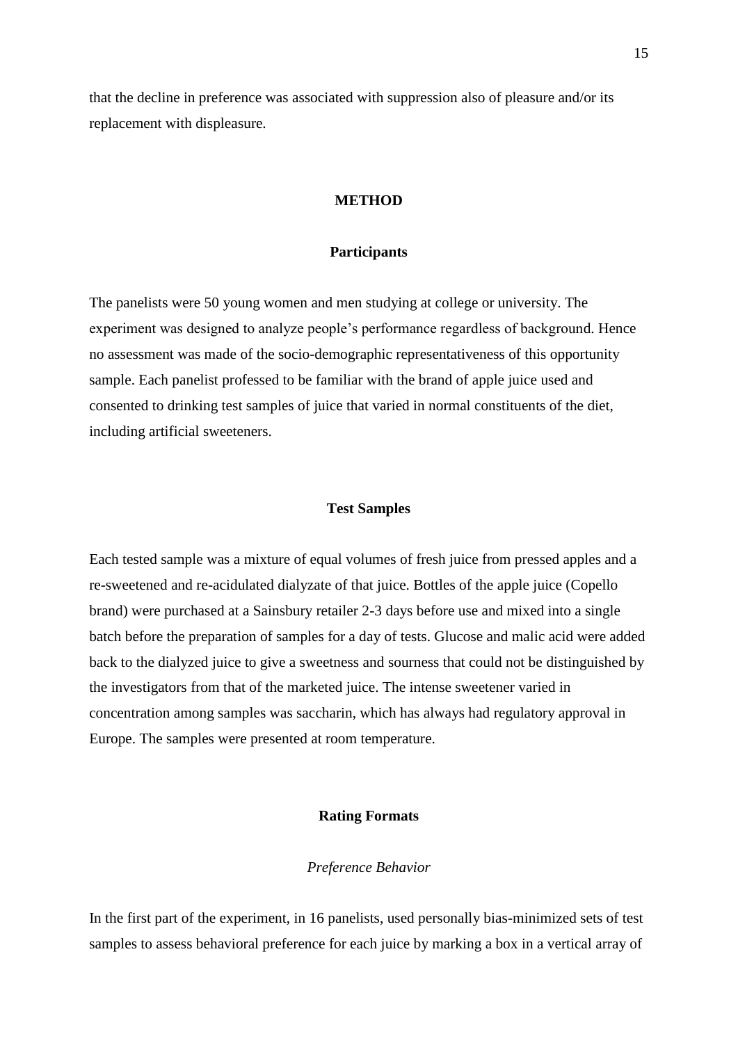that the decline in preference was associated with suppression also of pleasure and/or its replacement with displeasure.

## METHOD

### Participants

The panelists were 50 young women and men studying at college or university. The experiment was designed to analyze people's performance regardless of background. Hence no assessment was made of the socio-demographic representativeness of this opportunity sample. Each panelist professed to be familiar with the brand of apple juice used and consented to drinking test samples of juice that varied in normal constituents of the diet, including artificial sweeteners.

### Test Samples

Each tested sample was a mixture of equal volumes of fresh juice from pressed apples and a re-sweetened and re-acidulated dialyzate of that juice. Bottles of the apple juice (Copello brand) were purchased at a Sainsbury retailer 2-3 days before use and mixed into a single batch before the preparation of samples for a day of tests. Glucose and malic acid were added back to the dialyzed juice to give a sweetness and sourness that could not be distinguished by the investigators from that of the marketed juice. The intense sweetener varied in concentration among samples was saccharin, which has always had regulatory approval in Europe. The samples were presented at room temperature.

### Rating Formats

#### *Preference Behavior*

In the first part of the experiment, in 16 panelists, used personally bias-minimized sets of test samples to assess behavioral preference for each juice by marking a box in a vertical array of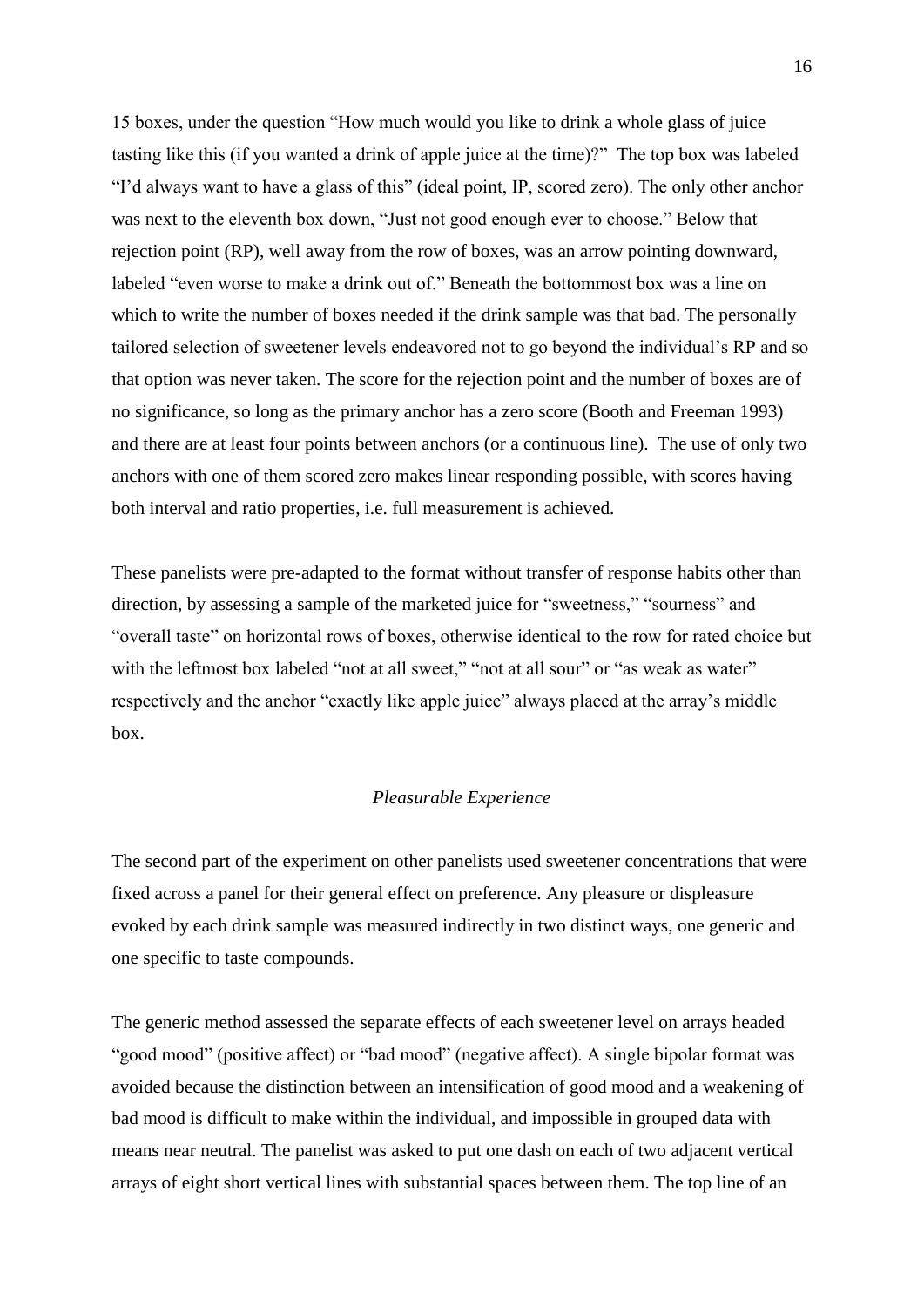15 boxes, under the question "How much would you like to drink a whole glass of juice tasting like this (if you wanted a drink of apple juice at the time)?" The top box was labeled "I'd always want to have a glass of this" (ideal point, IP, scored zero). The only other anchor was next to the eleventh box down, "Just not good enough ever to choose." Below that rejection point (RP), well away from the row of boxes, was an arrow pointing downward, labeled "even worse to make a drink out of." Beneath the bottommost box was a line on which to write the number of boxes needed if the drink sample was that bad. The personally tailored selection of sweetener levels endeavored not to go beyond the individual's RP and so that option was never taken. The score for the rejection point and the number of boxes are of no significance, so long as the primary anchor has a zero score (Booth and Freeman 1993) and there are at least four points between anchors (or a continuous line). The use of only two anchors with one of them scored zero makes linear responding possible, with scores having both interval and ratio properties, i.e. full measurement is achieved.

These panelists were pre-adapted to the format without transfer of response habits other than direction, by assessing a sample of the marketed juice for "sweetness," "sourness" and "overall taste" on horizontal rows of boxes, otherwise identical to the row for rated choice but with the leftmost box labeled "not at all sweet," "not at all sour" or "as weak as water" respectively and the anchor "exactly like apple juice" always placed at the array's middle box.

*Pleasurable Experience*

The second part of the experiment on other panelists used sweetener concentrations that were fixed across a panel for their general effect on preference. Any pleasure or displeasure evoked by each drink sample was measured indirectly in two distinct ways, one generic and one specific to taste compounds.

The generic method assessed the separate effects of each sweetener level on arrays headed "good mood" (positive affect) or "bad mood" (negative affect). A single bipolar format was avoided because the distinction between an intensification of good mood and a weakening of bad mood is difficult to make within the individual, and impossible in grouped data with means near neutral. The panelist was asked to put one dash on each of two adjacent vertical arrays of eight short vertical lines with substantial spaces between them. The top line of an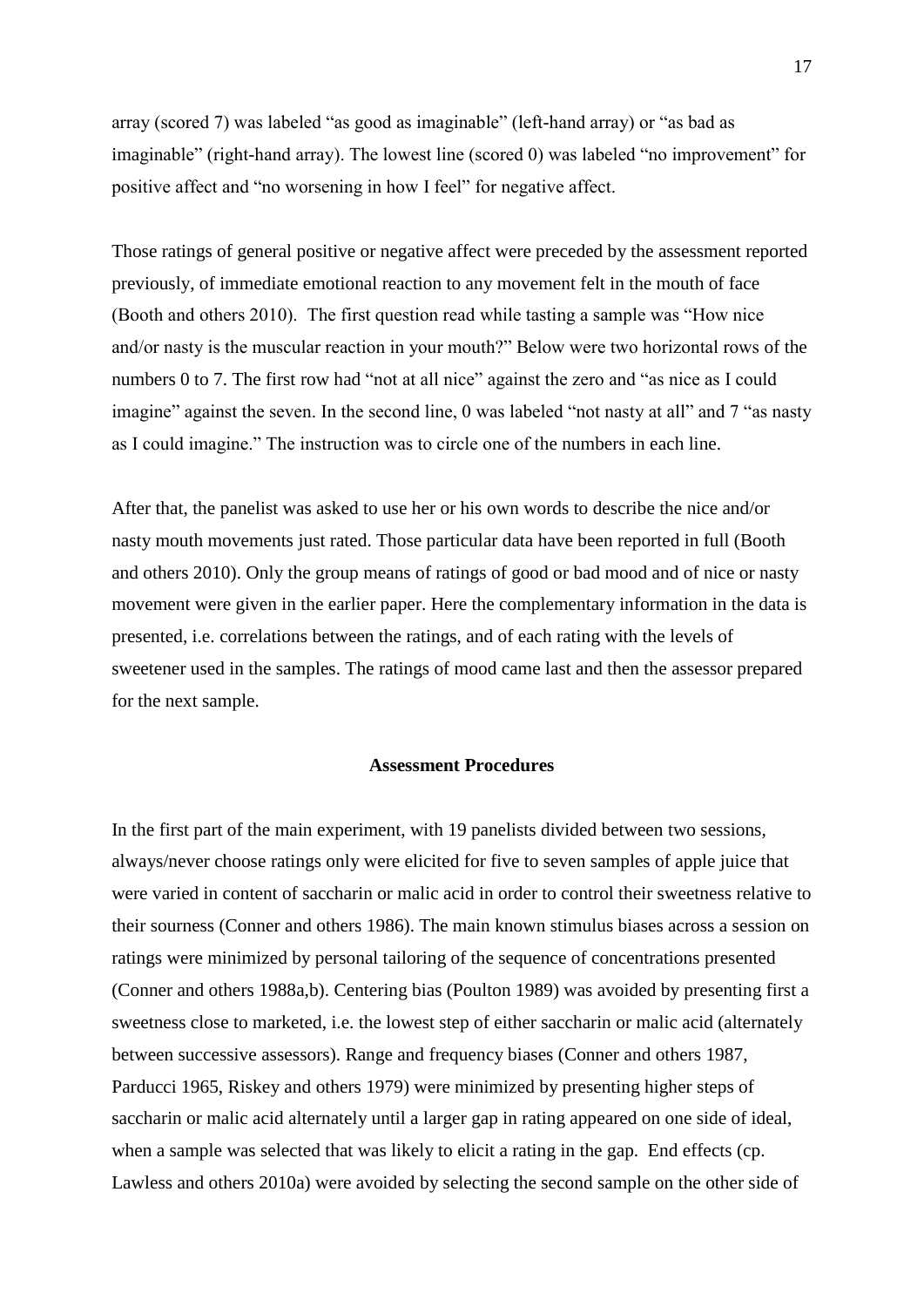array (scored 7) was labeled "as good as imaginable" (left-hand array) or "as bad as imaginable" (right-hand array). The lowest line (scored 0) was labeled "no improvement" for positive affect and "no worsening in how I feel" for negative affect.

Those ratings of general positive or negative affect were preceded by the assessment reported previously, of immediate emotional reaction to any movement felt in the mouth of face (Booth and others 2010). The first question read while tasting a sample was "How nice and/or nasty is the muscular reaction in your mouth?" Below were two horizontal rows of the numbers 0 to 7. The first row had "not at all nice" against the zero and "as nice as I could imagine" against the seven. In the second line, 0 was labeled "not nasty at all" and 7 "as nasty as I could imagine." The instruction was to circle one of the numbers in each line.

After that, the panelist was asked to use her or his own words to describe the nice and/or nasty mouth movements just rated. Those particular data have been reported in full (Booth and others 2010). Only the group means of ratings of good or bad mood and of nice or nasty movement were given in the earlier paper. Here the complementary information in the data is presented, i.e. correlations between the ratings, and of each rating with the levels of sweetener used in the samples. The ratings of mood came last and then the assessor prepared for the next sample.

### Assessment Procedures

In the first part of the main experiment, with 19 panelists divided between two sessions, always/never choose ratings only were elicited for five to seven samples of apple juice that were varied in content of saccharin or malic acid in order to control their sweetness relative to their sourness (Conner and others 1986). The main known stimulus biases across a session on ratings were minimized by personal tailoring of the sequence of concentrations presented (Conner and others 1988a,b). Centering bias (Poulton 1989) was avoided by presenting first a sweetness close to marketed, i.e. the lowest step of either saccharin or malic acid (alternately between successive assessors). Range and frequency biases (Conner and others 1987, Parducci 1965, Riskey and others 1979) were minimized by presenting higher steps of saccharin or malic acid alternately until a larger gap in rating appeared on one side of ideal, when a sample was selected that was likely to elicit a rating in the gap. End effects (cp. Lawless and others 2010a) were avoided by selecting the second sample on the other side of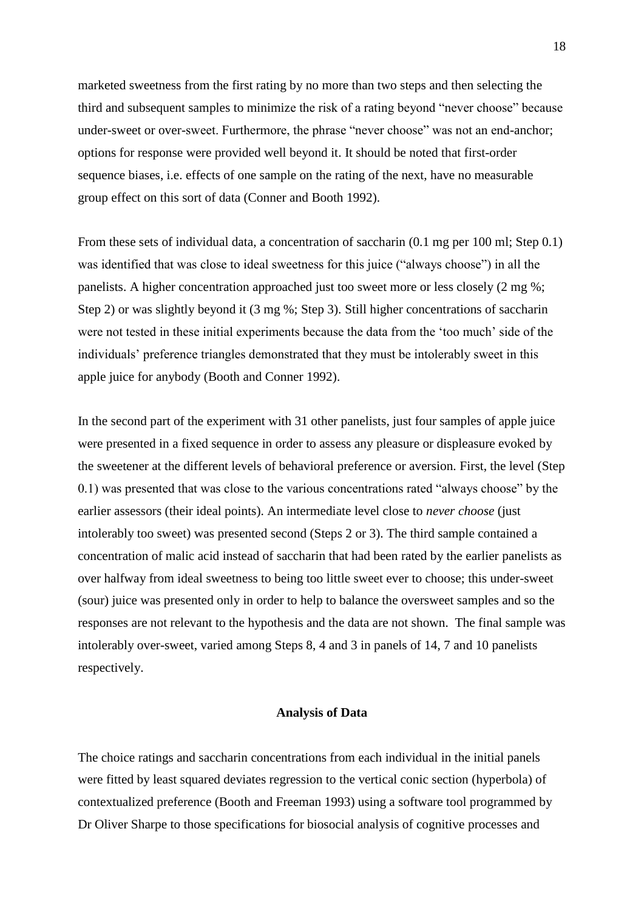marketed sweetness from the first rating by no more than two steps and then selecting the third and subsequent samples to minimize the risk of a rating beyond "never choose" because under-sweet or over-sweet. Furthermore, the phrase "never choose" was not an end-anchor; options for response were provided well beyond it. It should be noted that first-order sequence biases, i.e. effects of one sample on the rating of the next, have no measurable group effect on this sort of data (Conner and Booth 1992).

From these sets of individual data, a concentration of saccharin (0.1 mg per 100 ml; Step 0.1) was identified that was close to ideal sweetness for this juice ("always choose") in all the panelists. A higher concentration approached just too sweet more or less closely (2 mg %; Step 2) or was slightly beyond it (3 mg %; Step 3). Still higher concentrations of saccharin were not tested in these initial experiments because the data from the 'too much' side of the individuals' preference triangles demonstrated that they must be intolerably sweet in this apple juice for anybody (Booth and Conner 1992).

In the second part of the experiment with 31 other panelists, just four samples of apple juice were presented in a fixed sequence in order to assess any pleasure or displeasure evoked by the sweetener at the different levels of behavioral preference or aversion. First, the level (Step 0.1) was presented that was close to the various concentrations rated "always choose" by the earlier assessors (their ideal points). An intermediate level close to *never choose* (just intolerably too sweet) was presented second (Steps 2 or 3). The third sample contained a concentration of malic acid instead of saccharin that had been rated by the earlier panelists as over halfway from ideal sweetness to being too little sweet ever to choose; this under-sweet (sour) juice was presented only in order to help to balance the oversweet samples and so the responses are not relevant to the hypothesis and the data are not shown. The final sample was intolerably over-sweet, varied among Steps 8, 4 and 3 in panels of 14, 7 and 10 panelists respectively.

## Analysis of Data

The choice ratings and saccharin concentrations from each individual in the initial panels were fitted by least squared deviates regression to the vertical conic section (hyperbola) of contextualized preference (Booth and Freeman 1993) using a software tool programmed by Dr Oliver Sharpe to those specifications for biosocial analysis of cognitive processes and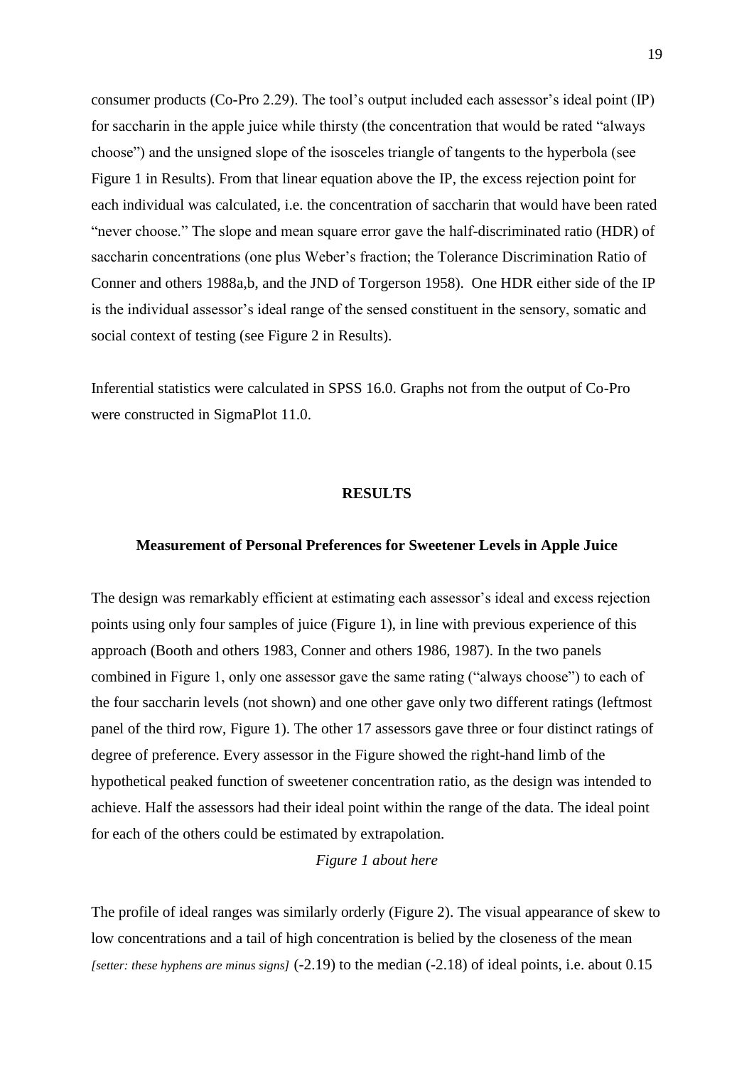consumer products (Co-Pro 2.29). The tool's output included each assessor's ideal point (IP) for saccharin in the apple juice while thirsty (the concentration that would be rated "always choose") and the unsigned slope of the isosceles triangle of tangents to the hyperbola (see Figure 1 in Results). From that linear equation above the IP, the excess rejection point for each individual was calculated, i.e. the concentration of saccharin that would have been rated "never choose." The slope and mean square error gave the half-discriminated ratio (HDR) of saccharin concentrations (one plus Weber's fraction; the Tolerance Discrimination Ratio of Conner and others 1988a,b, and the JND of Torgerson 1958). One HDR either side of the IP is the individual assessor's ideal range of the sensed constituent in the sensory, somatic and social context of testing (see Figure 2 in Results).

Inferential statistics were calculated in SPSS 16.0. Graphs not from the output of Co-Pro were constructed in SigmaPlot 11.0.

## RESULTS

### Measurement of Personal Preferences for Sweetener Levels in Apple Juice

The design was remarkably efficient at estimating each assessor's ideal and excess rejection points using only four samples of juice (Figure 1), in line with previous experience of this approach (Booth and others 1983, Conner and others 1986, 1987). In the two panels combined in Figure 1, only one assessor gave the same rating ("always choose") to each of the four saccharin levels (not shown) and one other gave only two different ratings (leftmost panel of the third row, Figure 1). The other 17 assessors gave three or four distinct ratings of degree of preference. Every assessor in the Figure showed the right-hand limb of the hypothetical peaked function of sweetener concentration ratio, as the design was intended to achieve. Half the assessors had their ideal point within the range of the data. The ideal point for each of the others could be estimated by extrapolation.

*Figure 1 about here*

The profile of ideal ranges was similarly orderly (Figure 2). The visual appearance of skew to low concentrations and a tail of high concentration is belied by the closeness of the mean *[setter: these hyphens are minus signs]* (-2.19) to the median (-2.18) of ideal points, i.e. about 0.15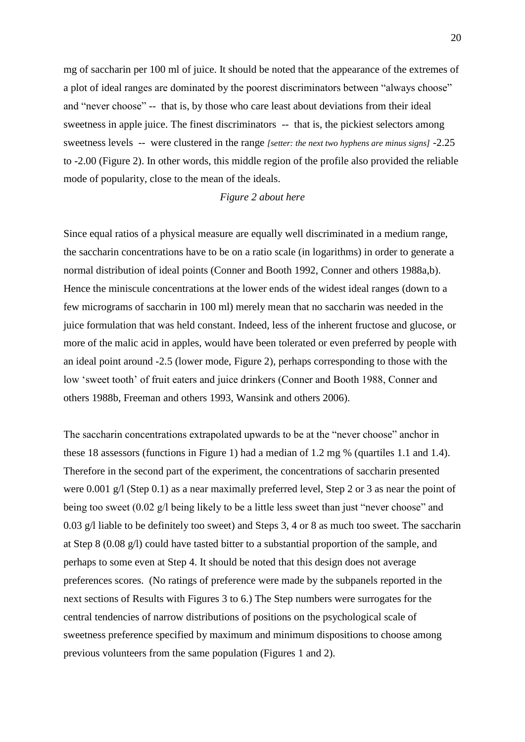mg of saccharin per 100 ml of juice. It should be noted that the appearance of the extremes of a plot of ideal ranges are dominated by the poorest discriminators between "always choose" and "never choose" -- that is, by those who care least about deviations from their ideal sweetness in apple juice. The finest discriminators -- that is, the pickiest selectors among sweetness levels -- were clustered in the range *[setter: the next two hyphens are minus signs]* -2.25 to -2.00 (Figure 2). In other words, this middle region of the profile also provided the reliable mode of popularity, close to the mean of the ideals.

*Figure 2 about here*

Since equal ratios of a physical measure are equally well discriminated in a medium range, the saccharin concentrations have to be on a ratio scale (in logarithms) in order to generate a normal distribution of ideal points (Conner and Booth 1992, Conner and others 1988a,b). Hence the miniscule concentrations at the lower ends of the widest ideal ranges (down to a few micrograms of saccharin in 100 ml) merely mean that no saccharin was needed in the juice formulation that was held constant. Indeed, less of the inherent fructose and glucose, or more of the malic acid in apples, would have been tolerated or even preferred by people with an ideal point around -2.5 (lower mode, Figure 2), perhaps corresponding to those with the low 'sweet tooth' of fruit eaters and juice drinkers (Conner and Booth 1988, Conner and others 1988b, Freeman and others 1993, Wansink and others 2006).

The saccharin concentrations extrapolated upwards to be at the "never choose" anchor in these 18 assessors (functions in Figure 1) had a median of 1.2 mg % (quartiles 1.1 and 1.4). Therefore in the second part of the experiment, the concentrations of saccharin presented were 0.001 g/l (Step 0.1) as a near maximally preferred level, Step 2 or 3 as near the point of being too sweet (0.02 g/l being likely to be a little less sweet than just "never choose" and 0.03 g/l liable to be definitely too sweet) and Steps 3, 4 or 8 as much too sweet. The saccharin at Step 8 (0.08 g/l) could have tasted bitter to a substantial proportion of the sample, and perhaps to some even at Step 4. It should be noted that this design does not average preferences scores. (No ratings of preference were made by the subpanels reported in the next sections of Results with Figures 3 to 6.) The Step numbers were surrogates for the central tendencies of narrow distributions of positions on the psychological scale of sweetness preference specified by maximum and minimum dispositions to choose among previous volunteers from the same population (Figures 1 and 2).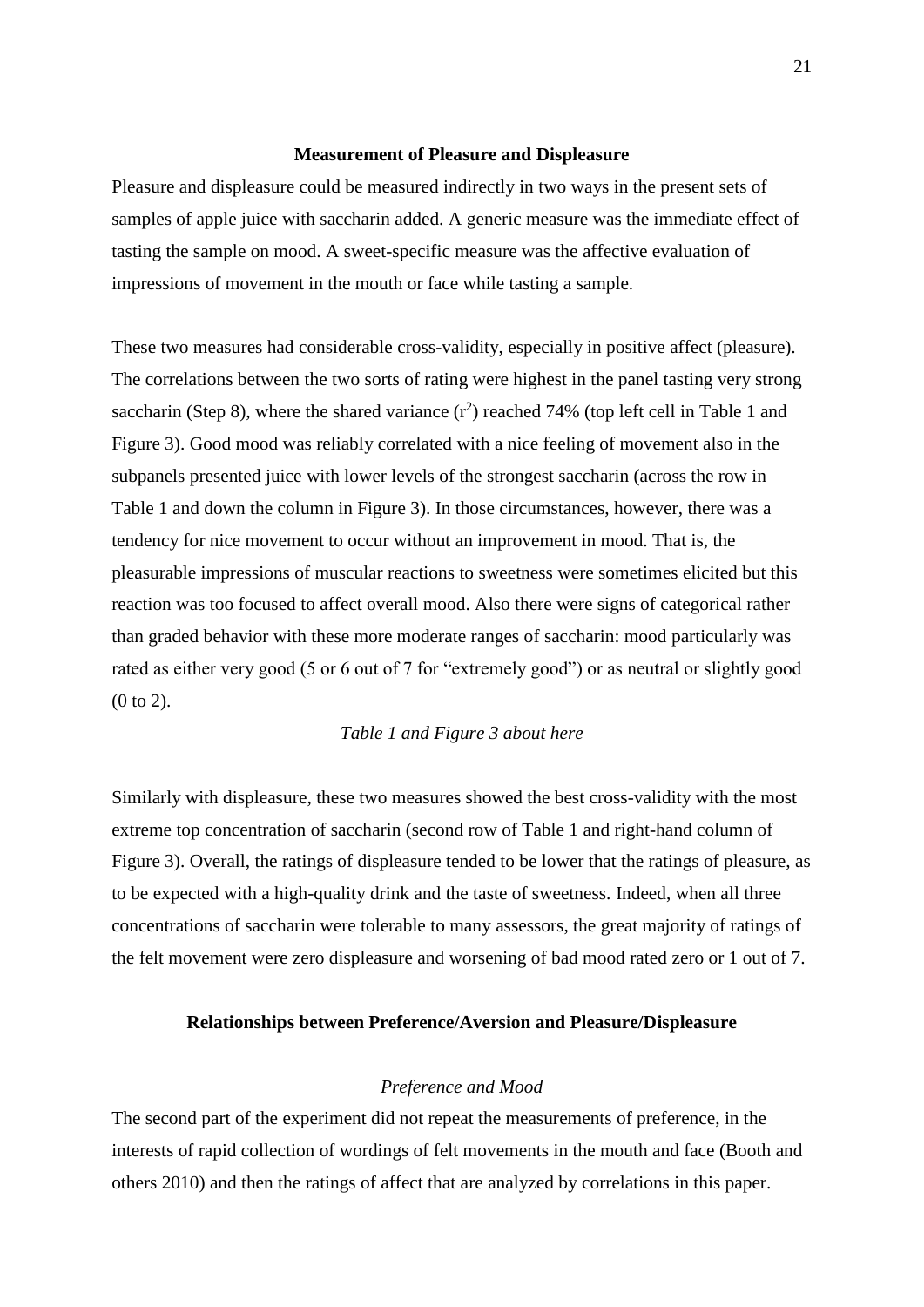## Measurement of Pleasure and Displeasure

Pleasure and displeasure could be measured indirectly in two ways in the present sets of samples of apple juice with saccharin added. A generic measure was the immediate effect of tasting the sample on mood. A sweet-specific measure was the affective evaluation of impressions of movement in the mouth or face while tasting a sample.

These two measures had considerable cross-validity, especially in positive affect (pleasure). The correlations between the two sorts of rating were highest in the panel tasting very strong saccharin (Step 8), where the shared variance ($r^2$) reached 74% (top left cell in Table 1 and Figure 3). Good mood was reliably correlated with a nice feeling of movement also in the subpanels presented juice with lower levels of the strongest saccharin (across the row in Table 1 and down the column in Figure 3). In those circumstances, however, there was a tendency for nice movement to occur without an improvement in mood. That is, the pleasurable impressions of muscular reactions to sweetness were sometimes elicited but this reaction was too focused to affect overall mood. Also there were signs of categorical rather than graded behavior with these more moderate ranges of saccharin: mood particularly was rated as either very good (5 or 6 out of 7 for "extremely good") or as neutral or slightly good (0 to 2).

*Table 1 and Figure 3 about here*

Similarly with displeasure, these two measures showed the best cross-validity with the most extreme top concentration of saccharin (second row of Table 1 and right-hand column of Figure 3). Overall, the ratings of displeasure tended to be lower that the ratings of pleasure, as to be expected with a high-quality drink and the taste of sweetness. Indeed, when all three concentrations of saccharin were tolerable to many assessors, the great majority of ratings of the felt movement were zero displeasure and worsening of bad mood rated zero or 1 out of 7.

## Relationships between Preference/Aversion and Pleasure/Displeasure

### *Preference and Mood*

The second part of the experiment did not repeat the measurements of preference, in the interests of rapid collection of wordings of felt movements in the mouth and face (Booth and others 2010) and then the ratings of affect that are analyzed by correlations in this paper.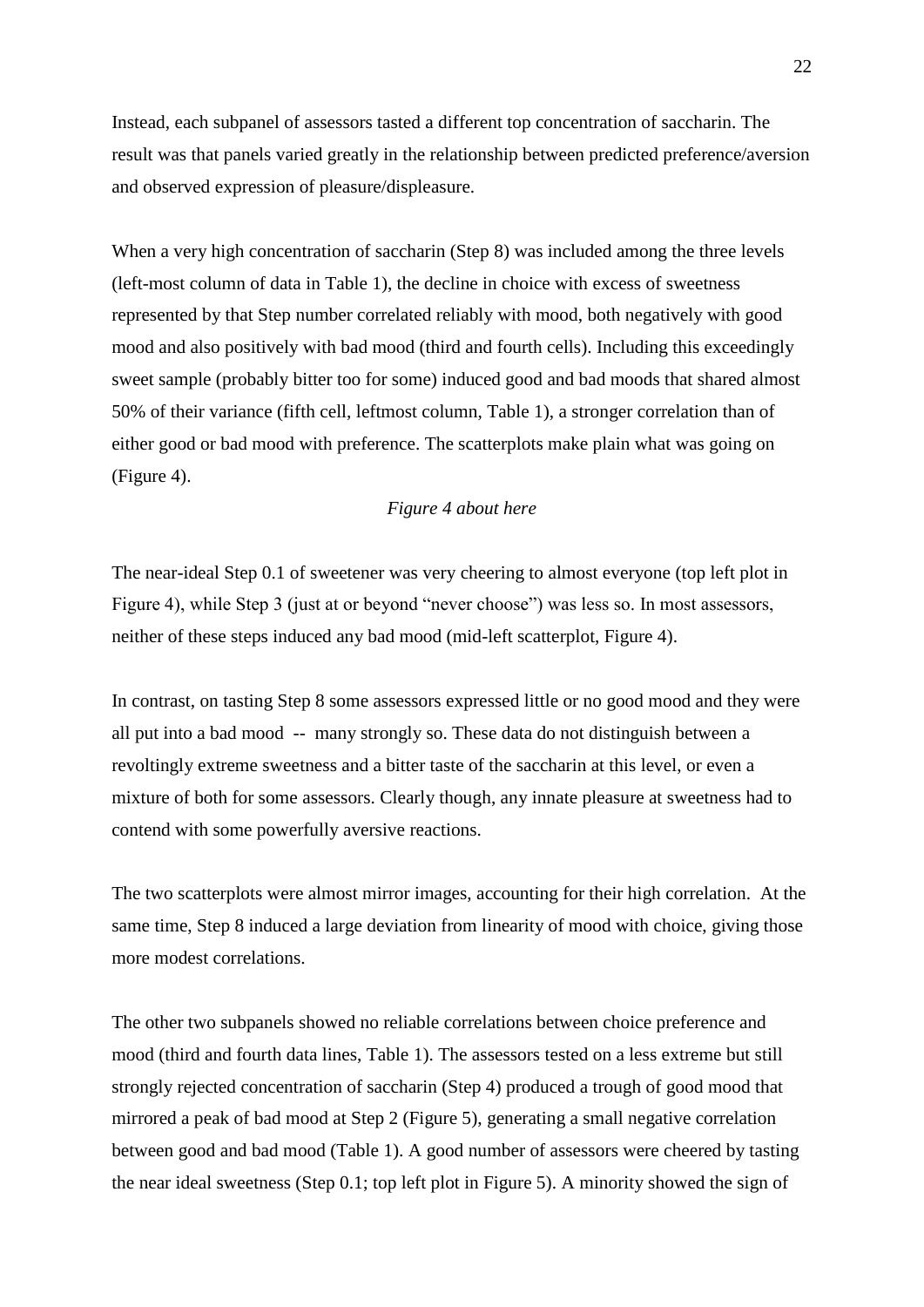Instead, each subpanel of assessors tasted a different top concentration of saccharin. The result was that panels varied greatly in the relationship between predicted preference/aversion and observed expression of pleasure/displeasure.

When a very high concentration of saccharin (Step 8) was included among the three levels (left-most column of data in Table 1), the decline in choice with excess of sweetness represented by that Step number correlated reliably with mood, both negatively with good mood and also positively with bad mood (third and fourth cells). Including this exceedingly sweet sample (probably bitter too for some) induced good and bad moods that shared almost 50% of their variance (fifth cell, leftmost column, Table 1), a stronger correlation than of either good or bad mood with preference. The scatterplots make plain what was going on (Figure 4).

*Figure 4 about here*

The near-ideal Step 0.1 of sweetener was very cheering to almost everyone (top left plot in Figure 4), while Step 3 (just at or beyond "never choose") was less so. In most assessors, neither of these steps induced any bad mood (mid-left scatterplot, Figure 4).

In contrast, on tasting Step 8 some assessors expressed little or no good mood and they were all put into a bad mood -- many strongly so. These data do not distinguish between a revoltingly extreme sweetness and a bitter taste of the saccharin at this level, or even a mixture of both for some assessors. Clearly though, any innate pleasure at sweetness had to contend with some powerfully aversive reactions.

The two scatterplots were almost mirror images, accounting for their high correlation. At the same time, Step 8 induced a large deviation from linearity of mood with choice, giving those more modest correlations.

The other two subpanels showed no reliable correlations between choice preference and mood (third and fourth data lines, Table 1). The assessors tested on a less extreme but still strongly rejected concentration of saccharin (Step 4) produced a trough of good mood that mirrored a peak of bad mood at Step 2 (Figure 5), generating a small negative correlation between good and bad mood (Table 1). A good number of assessors were cheered by tasting the near ideal sweetness (Step 0.1; top left plot in Figure 5). A minority showed the sign of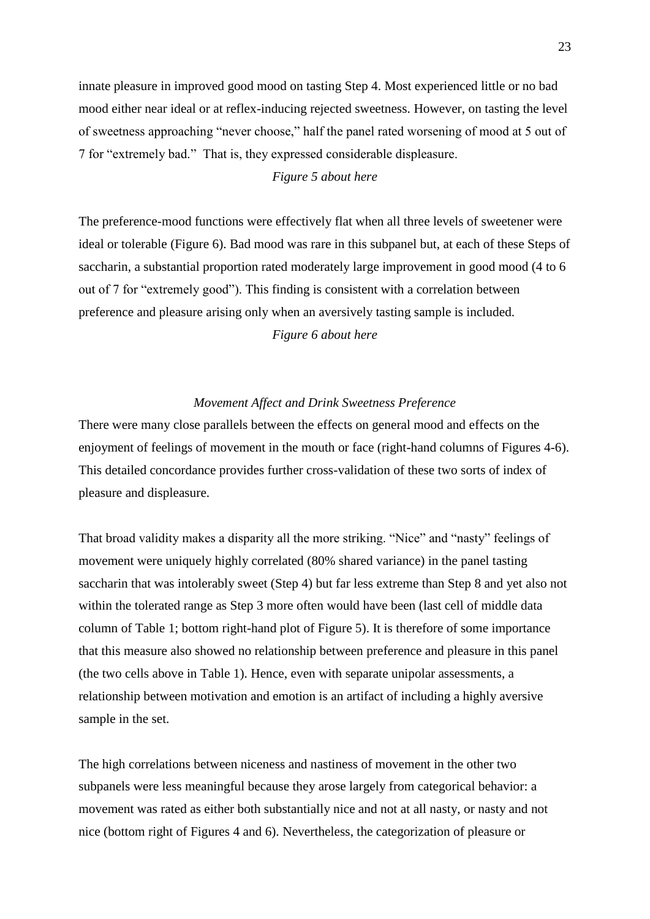innate pleasure in improved good mood on tasting Step 4. Most experienced little or no bad mood either near ideal or at reflex-inducing rejected sweetness. However, on tasting the level of sweetness approaching "never choose," half the panel rated worsening of mood at 5 out of 7 for "extremely bad." That is, they expressed considerable displeasure.

*Figure 5 about here*

The preference-mood functions were effectively flat when all three levels of sweetener were ideal or tolerable (Figure 6). Bad mood was rare in this subpanel but, at each of these Steps of saccharin, a substantial proportion rated moderately large improvement in good mood (4 to 6 out of 7 for "extremely good"). This finding is consistent with a correlation between preference and pleasure arising only when an aversively tasting sample is included.

*Figure 6 about here*

### *Movement Affect and Drink Sweetness Preference*

There were many close parallels between the effects on general mood and effects on the enjoyment of feelings of movement in the mouth or face (right-hand columns of Figures 4-6). This detailed concordance provides further cross-validation of these two sorts of index of pleasure and displeasure.

That broad validity makes a disparity all the more striking. "Nice" and "nasty" feelings of movement were uniquely highly correlated (80% shared variance) in the panel tasting saccharin that was intolerably sweet (Step 4) but far less extreme than Step 8 and yet also not within the tolerated range as Step 3 more often would have been (last cell of middle data column of Table 1; bottom right-hand plot of Figure 5). It is therefore of some importance that this measure also showed no relationship between preference and pleasure in this panel (the two cells above in Table 1). Hence, even with separate unipolar assessments, a relationship between motivation and emotion is an artifact of including a highly aversive sample in the set.

The high correlations between niceness and nastiness of movement in the other two subpanels were less meaningful because they arose largely from categorical behavior: a movement was rated as either both substantially nice and not at all nasty, or nasty and not nice (bottom right of Figures 4 and 6). Nevertheless, the categorization of pleasure or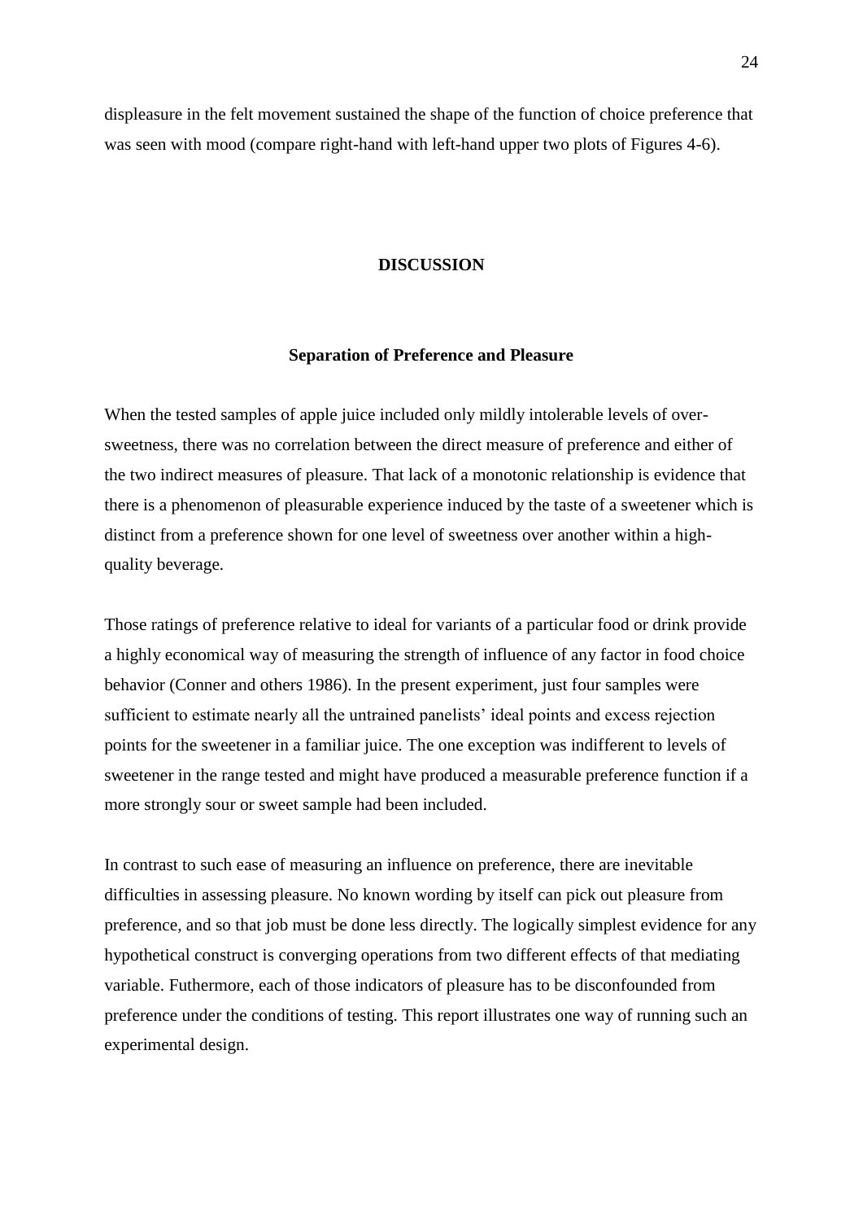displeasure in the felt movement sustained the shape of the function of choice preference that was seen with mood (compare right-hand with left-hand upper two plots of Figures 4-6).

## DISCUSSION

### Separation of Preference and Pleasure

When the tested samples of apple juice included only mildly intolerable levels of over-sweetness, there was no correlation between the direct measure of preference and either of the two indirect measures of pleasure. That lack of a monotonic relationship is evidence that there is a phenomenon of pleasurable experience induced by the taste of a sweetener which is distinct from a preference shown for one level of sweetness over another within a high-quality beverage.

Those ratings of preference relative to ideal for variants of a particular food or drink provide a highly economical way of measuring the strength of influence of any factor in food choice behavior (Conner and others 1986). In the present experiment, just four samples were sufficient to estimate nearly all the untrained panelists' ideal points and excess rejection points for the sweetener in a familiar juice. The one exception was indifferent to levels of sweetener in the range tested and might have produced a measurable preference function if a more strongly sour or sweet sample had been included.

In contrast to such ease of measuring an influence on preference, there are inevitable difficulties in assessing pleasure. No known wording by itself can pick out pleasure from preference, and so that job must be done less directly. The logically simplest evidence for any hypothetical construct is converging operations from two different effects of that mediating variable. Futhermore, each of those indicators of pleasure has to be disconfounded from preference under the conditions of testing. This report illustrates one way of running such an experimental design.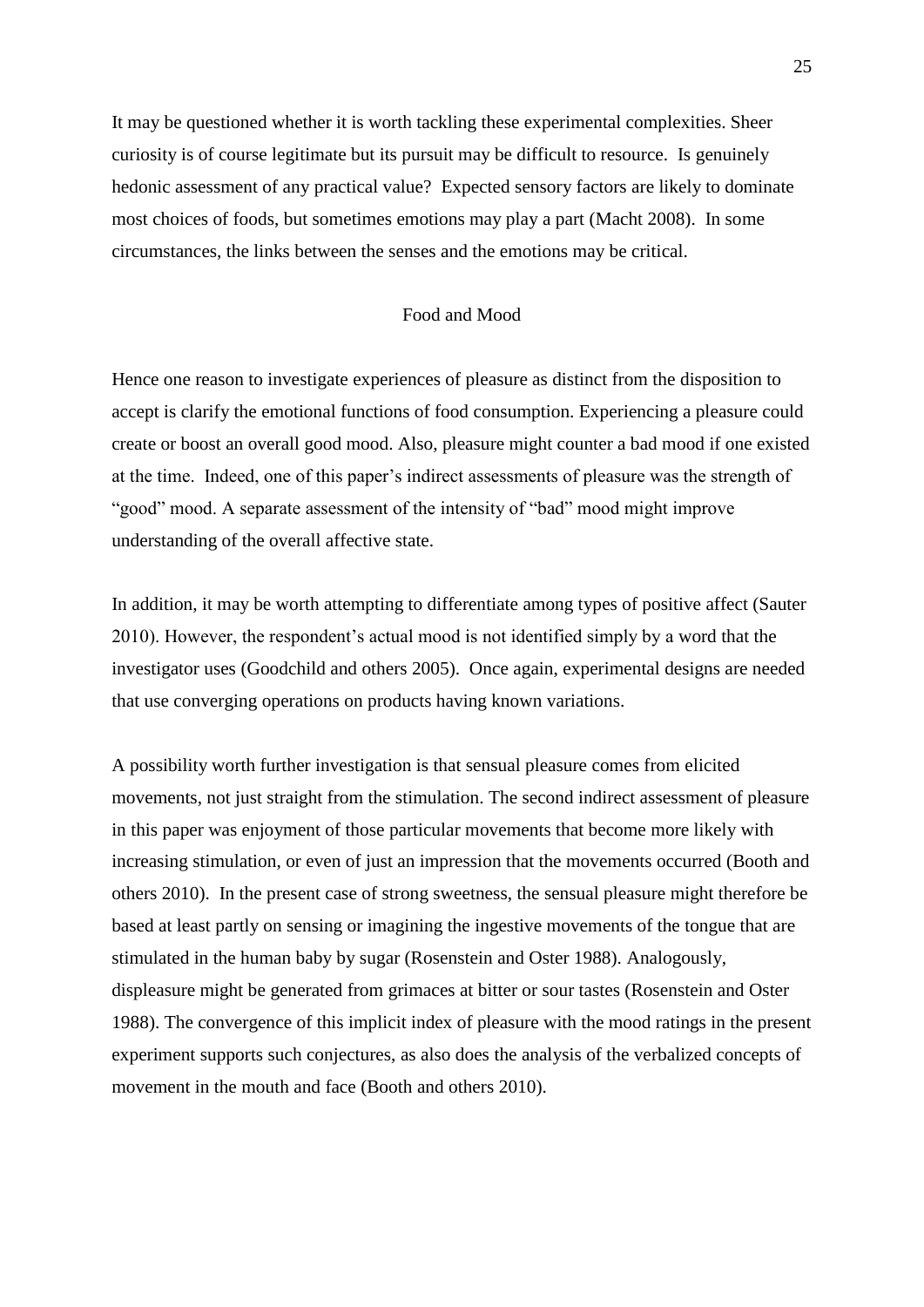It may be questioned whether it is worth tackling these experimental complexities. Sheer curiosity is of course legitimate but its pursuit may be difficult to resource. Is genuinely hedonic assessment of any practical value? Expected sensory factors are likely to dominate most choices of foods, but sometimes emotions may play a part (Macht 2008). In some circumstances, the links between the senses and the emotions may be critical.

## Food and Mood

Hence one reason to investigate experiences of pleasure as distinct from the disposition to accept is clarify the emotional functions of food consumption. Experiencing a pleasure could create or boost an overall good mood. Also, pleasure might counter a bad mood if one existed at the time. Indeed, one of this paper's indirect assessments of pleasure was the strength of "good" mood. A separate assessment of the intensity of "bad" mood might improve understanding of the overall affective state.

In addition, it may be worth attempting to differentiate among types of positive affect (Sauter 2010). However, the respondent's actual mood is not identified simply by a word that the investigator uses (Goodchild and others 2005). Once again, experimental designs are needed that use converging operations on products having known variations.

A possibility worth further investigation is that sensual pleasure comes from elicited movements, not just straight from the stimulation. The second indirect assessment of pleasure in this paper was enjoyment of those particular movements that become more likely with increasing stimulation, or even of just an impression that the movements occurred (Booth and others 2010). In the present case of strong sweetness, the sensual pleasure might therefore be based at least partly on sensing or imagining the ingestive movements of the tongue that are stimulated in the human baby by sugar (Rosenstein and Oster 1988). Analogously, displeasure might be generated from grimaces at bitter or sour tastes (Rosenstein and Oster 1988). The convergence of this implicit index of pleasure with the mood ratings in the present experiment supports such conjectures, as also does the analysis of the verbalized concepts of movement in the mouth and face (Booth and others 2010).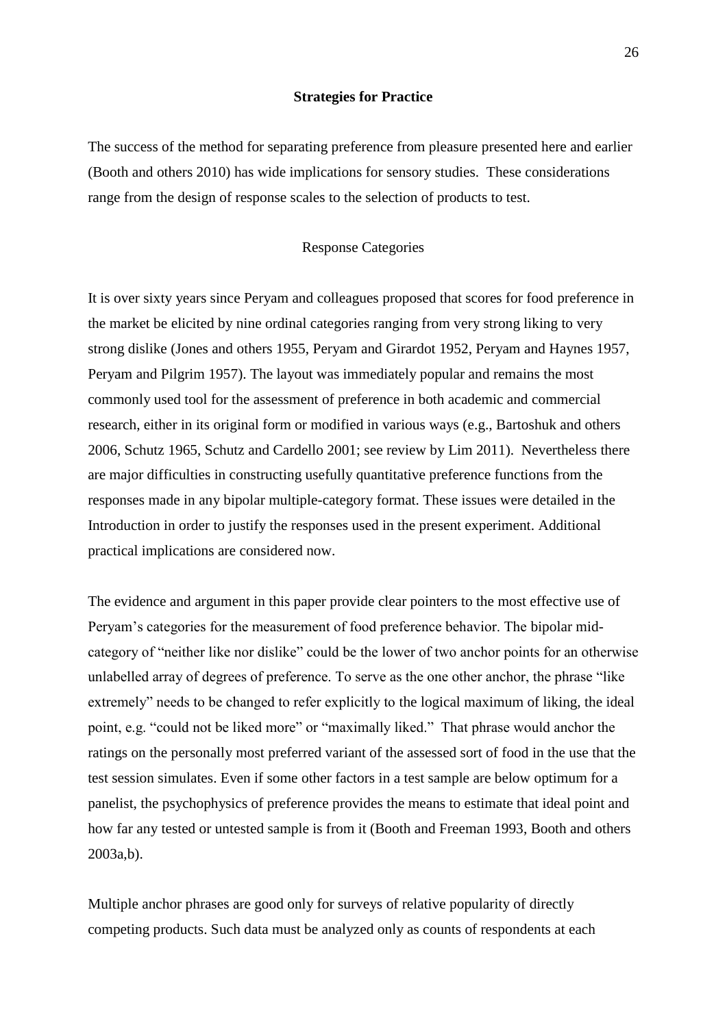## Strategies for Practice

The success of the method for separating preference from pleasure presented here and earlier (Booth and others 2010) has wide implications for sensory studies. These considerations range from the design of response scales to the selection of products to test.

### Response Categories

It is over sixty years since Peryam and colleagues proposed that scores for food preference in the market be elicited by nine ordinal categories ranging from very strong liking to very strong dislike (Jones and others 1955, Peryam and Girardot 1952, Peryam and Haynes 1957, Peryam and Pilgrim 1957). The layout was immediately popular and remains the most commonly used tool for the assessment of preference in both academic and commercial research, either in its original form or modified in various ways (e.g., Bartoshuk and others 2006, Schutz 1965, Schutz and Cardello 2001; see review by Lim 2011). Nevertheless there are major difficulties in constructing usefully quantitative preference functions from the responses made in any bipolar multiple-category format. These issues were detailed in the Introduction in order to justify the responses used in the present experiment. Additional practical implications are considered now.

The evidence and argument in this paper provide clear pointers to the most effective use of Peryam's categories for the measurement of food preference behavior. The bipolar mid-category of "neither like nor dislike" could be the lower of two anchor points for an otherwise unlabelled array of degrees of preference. To serve as the one other anchor, the phrase "like extremely" needs to be changed to refer explicitly to the logical maximum of liking, the ideal point, e.g. "could not be liked more" or "maximally liked." That phrase would anchor the ratings on the personally most preferred variant of the assessed sort of food in the use that the test session simulates. Even if some other factors in a test sample are below optimum for a panelist, the psychophysics of preference provides the means to estimate that ideal point and how far any tested or untested sample is from it (Booth and Freeman 1993, Booth and others 2003a,b).

Multiple anchor phrases are good only for surveys of relative popularity of directly competing products. Such data must be analyzed only as counts of respondents at each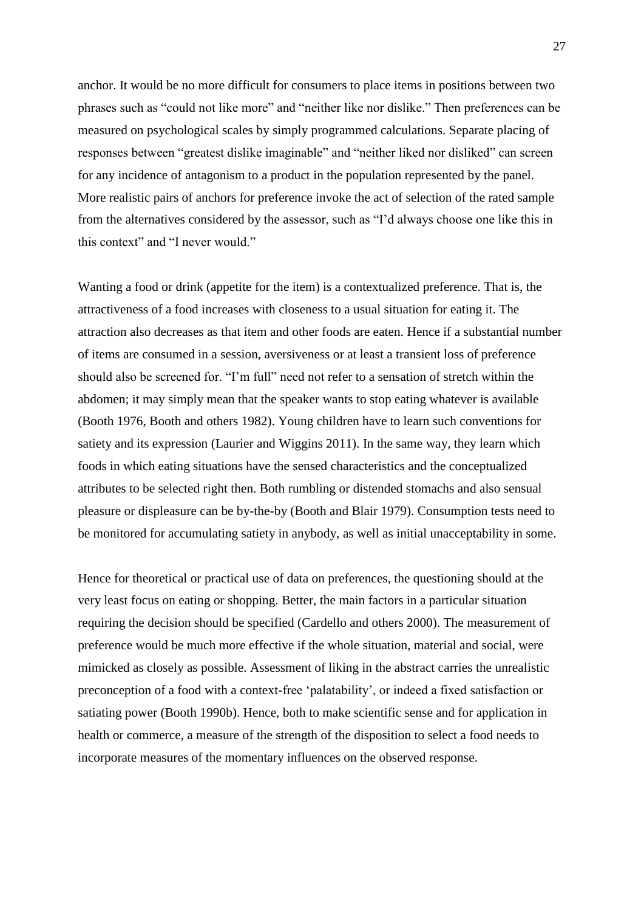anchor. It would be no more difficult for consumers to place items in positions between two phrases such as “could not like more” and “neither like nor dislike.” Then preferences can be measured on psychological scales by simply programmed calculations. Separate placing of responses between “greatest dislike imaginable” and “neither liked nor disliked” can screen for any incidence of antagonism to a product in the population represented by the panel. More realistic pairs of anchors for preference invoke the act of selection of the rated sample from the alternatives considered by the assessor, such as “I’d always choose one like this in this context” and “I never would.”

Wanting a food or drink (appetite for the item) is a contextualized preference. That is, the attractiveness of a food increases with closeness to a usual situation for eating it. The attraction also decreases as that item and other foods are eaten. Hence if a substantial number of items are consumed in a session, aversiveness or at least a transient loss of preference should also be screened for. “I’m full” need not refer to a sensation of stretch within the abdomen; it may simply mean that the speaker wants to stop eating whatever is available (Booth 1976, Booth and others 1982). Young children have to learn such conventions for satiety and its expression (Laurier and Wiggins 2011). In the same way, they learn which foods in which eating situations have the sensed characteristics and the conceptualized attributes to be selected right then. Both rumbling or distended stomachs and also sensual pleasure or displeasure can be by-the-by (Booth and Blair 1979). Consumption tests need to be monitored for accumulating satiety in anybody, as well as initial unacceptability in some.

Hence for theoretical or practical use of data on preferences, the questioning should at the very least focus on eating or shopping. Better, the main factors in a particular situation requiring the decision should be specified (Cardello and others 2000). The measurement of preference would be much more effective if the whole situation, material and social, were mimicked as closely as possible. Assessment of liking in the abstract carries the unrealistic preconception of a food with a context-free ‘palatability’, or indeed a fixed satisfaction or satiating power (Booth 1990b). Hence, both to make scientific sense and for application in health or commerce, a measure of the strength of the disposition to select a food needs to incorporate measures of the momentary influences on the observed response.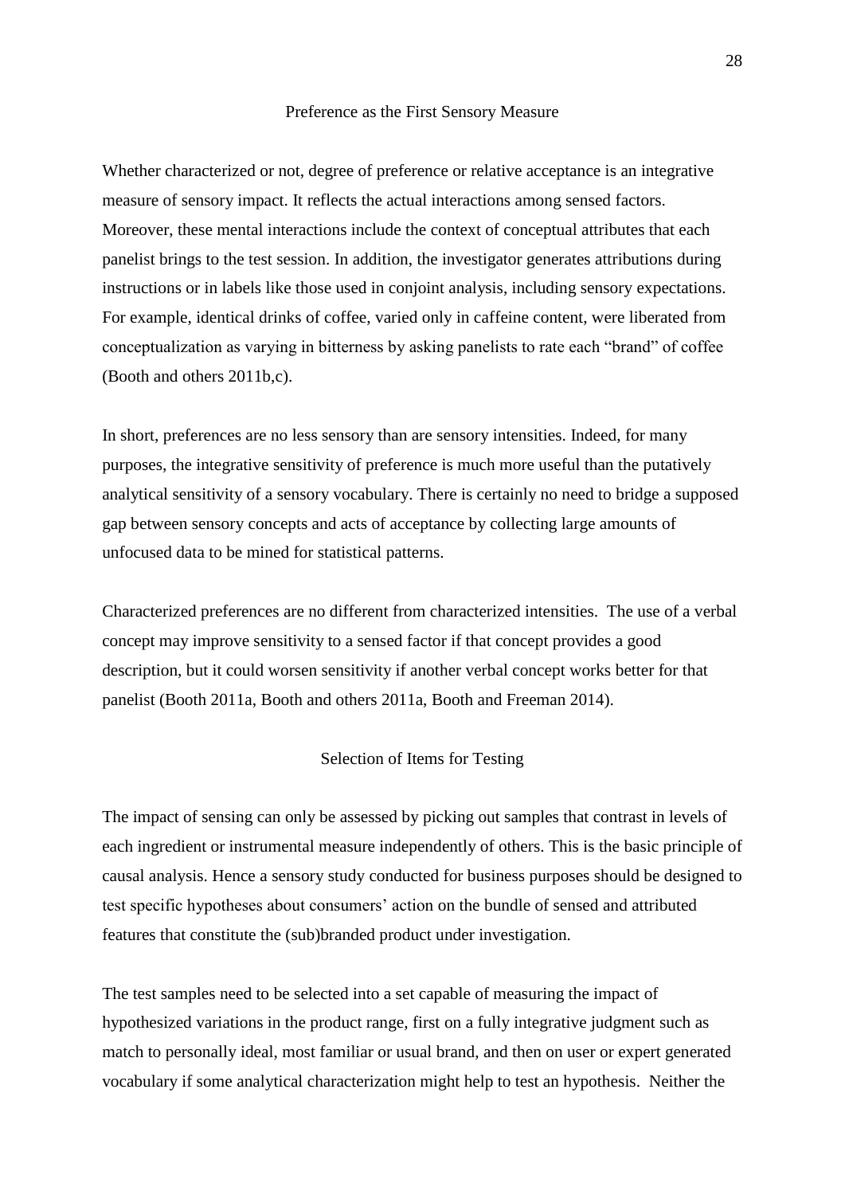## Preference as the First Sensory Measure

Whether characterized or not, degree of preference or relative acceptance is an integrative measure of sensory impact. It reflects the actual interactions among sensed factors. Moreover, these mental interactions include the context of conceptual attributes that each panelist brings to the test session. In addition, the investigator generates attributions during instructions or in labels like those used in conjoint analysis, including sensory expectations. For example, identical drinks of coffee, varied only in caffeine content, were liberated from conceptualization as varying in bitterness by asking panelists to rate each "brand" of coffee (Booth and others 2011b,c).

In short, preferences are no less sensory than are sensory intensities. Indeed, for many purposes, the integrative sensitivity of preference is much more useful than the putatively analytical sensitivity of a sensory vocabulary. There is certainly no need to bridge a supposed gap between sensory concepts and acts of acceptance by collecting large amounts of unfocused data to be mined for statistical patterns.

Characterized preferences are no different from characterized intensities. The use of a verbal concept may improve sensitivity to a sensed factor if that concept provides a good description, but it could worsen sensitivity if another verbal concept works better for that panelist (Booth 2011a, Booth and others 2011a, Booth and Freeman 2014).

## Selection of Items for Testing

The impact of sensing can only be assessed by picking out samples that contrast in levels of each ingredient or instrumental measure independently of others. This is the basic principle of causal analysis. Hence a sensory study conducted for business purposes should be designed to test specific hypotheses about consumers' action on the bundle of sensed and attributed features that constitute the (sub)branded product under investigation.

The test samples need to be selected into a set capable of measuring the impact of hypothesized variations in the product range, first on a fully integrative judgment such as match to personally ideal, most familiar or usual brand, and then on user or expert generated vocabulary if some analytical characterization might help to test an hypothesis. Neither the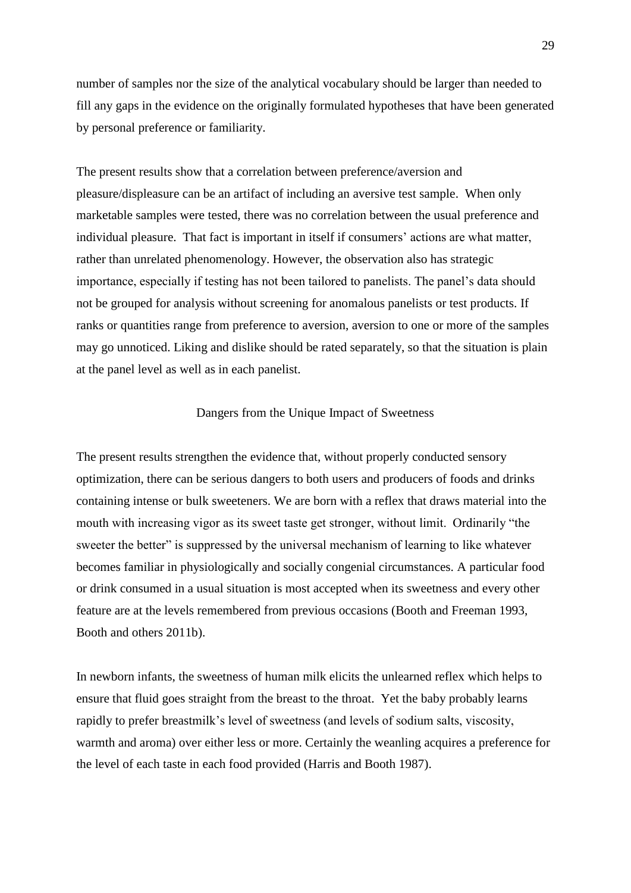number of samples nor the size of the analytical vocabulary should be larger than needed to fill any gaps in the evidence on the originally formulated hypotheses that have been generated by personal preference or familiarity.

The present results show that a correlation between preference/aversion and pleasure/displeasure can be an artifact of including an aversive test sample. When only marketable samples were tested, there was no correlation between the usual preference and individual pleasure. That fact is important in itself if consumers' actions are what matter, rather than unrelated phenomenology. However, the observation also has strategic importance, especially if testing has not been tailored to panelists. The panel's data should not be grouped for analysis without screening for anomalous panelists or test products. If ranks or quantities range from preference to aversion, aversion to one or more of the samples may go unnoticed. Liking and dislike should be rated separately, so that the situation is plain at the panel level as well as in each panelist.

## Dangers from the Unique Impact of Sweetness

The present results strengthen the evidence that, without properly conducted sensory optimization, there can be serious dangers to both users and producers of foods and drinks containing intense or bulk sweeteners. We are born with a reflex that draws material into the mouth with increasing vigor as its sweet taste get stronger, without limit. Ordinarily "the sweeter the better" is suppressed by the universal mechanism of learning to like whatever becomes familiar in physiologically and socially congenial circumstances. A particular food or drink consumed in a usual situation is most accepted when its sweetness and every other feature are at the levels remembered from previous occasions (Booth and Freeman 1993, Booth and others 2011b).

In newborn infants, the sweetness of human milk elicits the unlearned reflex which helps to ensure that fluid goes straight from the breast to the throat. Yet the baby probably learns rapidly to prefer breastmilk's level of sweetness (and levels of sodium salts, viscosity, warmth and aroma) over either less or more. Certainly the weanling acquires a preference for the level of each taste in each food provided (Harris and Booth 1987).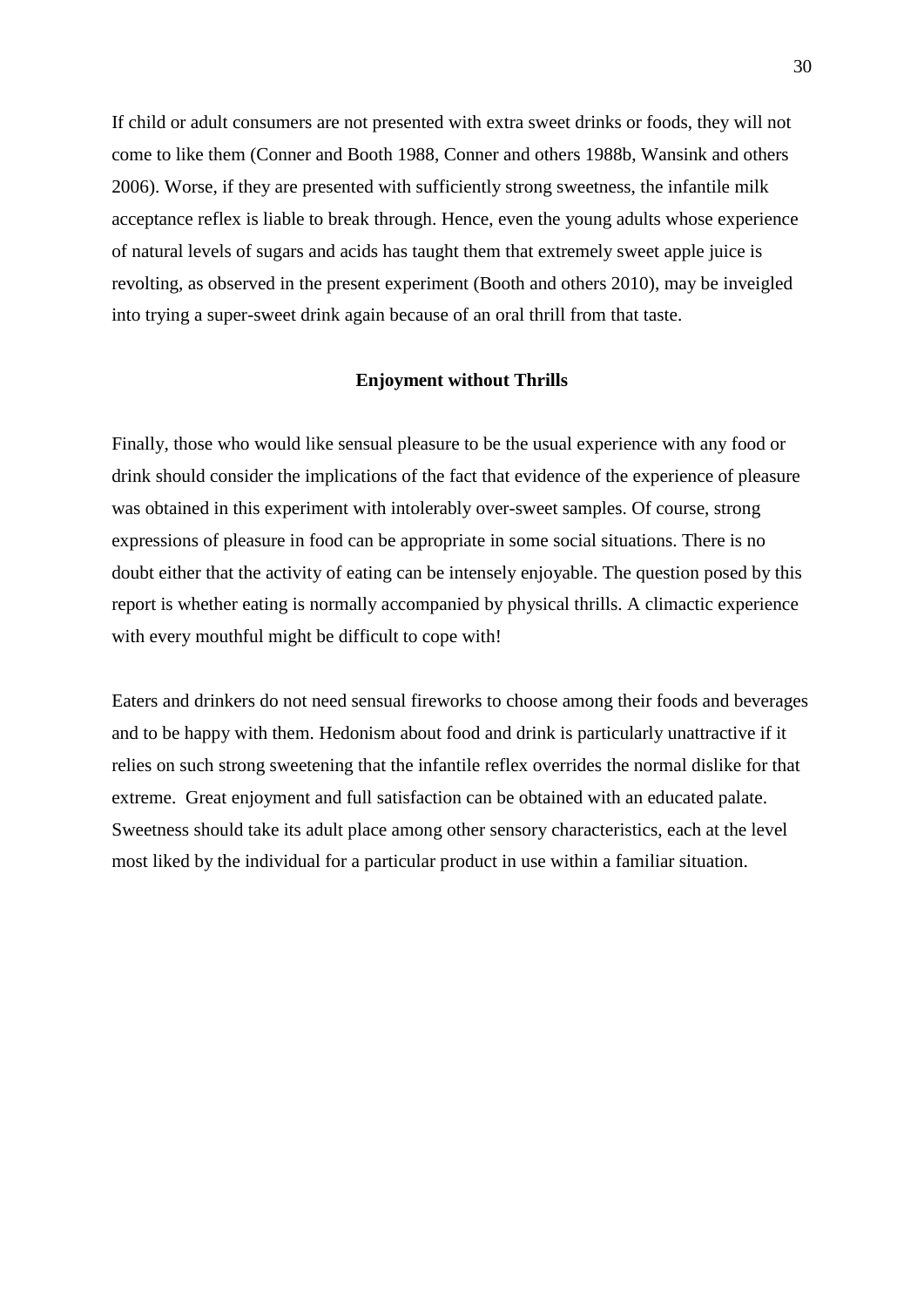If child or adult consumers are not presented with extra sweet drinks or foods, they will not come to like them (Conner and Booth 1988, Conner and others 1988b, Wansink and others 2006). Worse, if they are presented with sufficiently strong sweetness, the infantile milk acceptance reflex is liable to break through. Hence, even the young adults whose experience of natural levels of sugars and acids has taught them that extremely sweet apple juice is revolting, as observed in the present experiment (Booth and others 2010), may be inveigled into trying a super-sweet drink again because of an oral thrill from that taste.

## Enjoyment without Thrills

Finally, those who would like sensual pleasure to be the usual experience with any food or drink should consider the implications of the fact that evidence of the experience of pleasure was obtained in this experiment with intolerably over-sweet samples. Of course, strong expressions of pleasure in food can be appropriate in some social situations. There is no doubt either that the activity of eating can be intensely enjoyable. The question posed by this report is whether eating is normally accompanied by physical thrills. A climactic experience with every mouthful might be difficult to cope with!

Eaters and drinkers do not need sensual fireworks to choose among their foods and beverages and to be happy with them. Hedonism about food and drink is particularly unattractive if it relies on such strong sweetening that the infantile reflex overrides the normal dislike for that extreme. Great enjoyment and full satisfaction can be obtained with an educated palate. Sweetness should take its adult place among other sensory characteristics, each at the level most liked by the individual for a particular product in use within a familiar situation.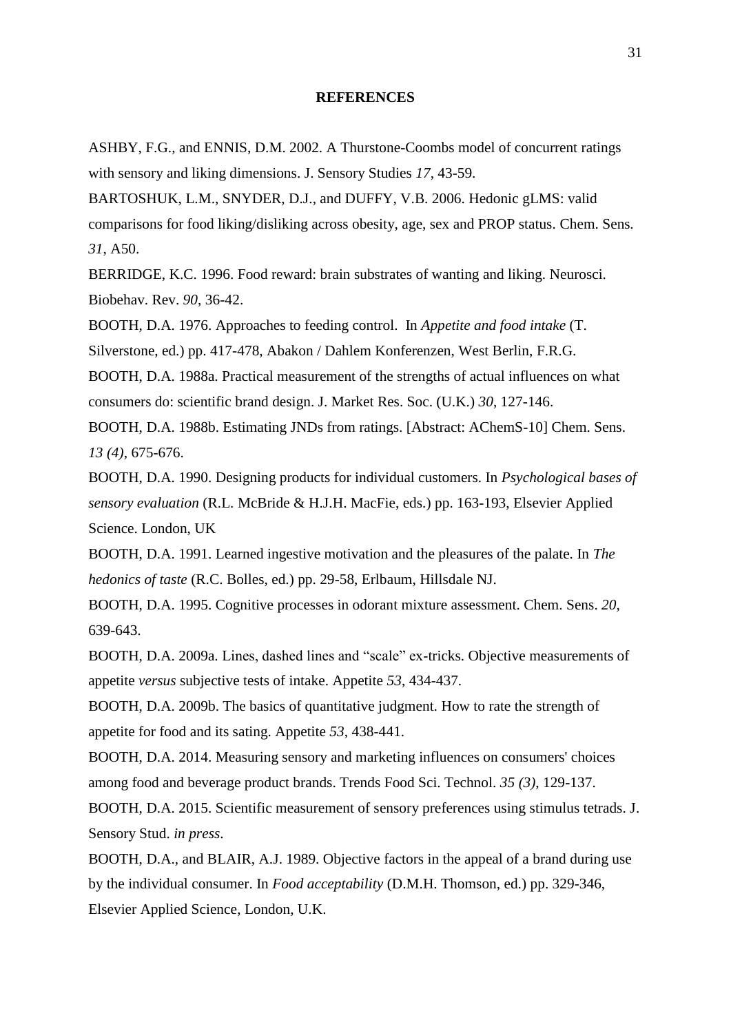## REFERENCES

ASHBY, F.G., and ENNIS, D.M. 2002. A Thurstone-Coombs model of concurrent ratings with sensory and liking dimensions. J. Sensory Studies *17*, 43-59.

BARTOSHUK, L.M., SNYDER, D.J., and DUFFY, V.B. 2006. Hedonic gLMS: valid comparisons for food liking/disliking across obesity, age, sex and PROP status. Chem. Sens. *31*, A50.

BERRIDGE, K.C. 1996. Food reward: brain substrates of wanting and liking. Neurosci. Biobehav. Rev. *90*, 36-42.

BOOTH, D.A. 1976. Approaches to feeding control. In *Appetite and food intake* (T. Silverstone, ed.) pp. 417-478, Abakon / Dahlem Konferenzen, West Berlin, F.R.G.

BOOTH, D.A. 1988a. Practical measurement of the strengths of actual influences on what consumers do: scientific brand design. J. Market Res. Soc. (U.K.) *30*, 127-146.

BOOTH, D.A. 1988b. Estimating JNDs from ratings. [Abstract: AChemS-10] Chem. Sens. *13 (4)*, 675-676.

BOOTH, D.A. 1990. Designing products for individual customers. In *Psychological bases of sensory evaluation* (R.L. McBride & H.J.H. MacFie, eds.) pp. 163-193, Elsevier Applied Science. London, UK

BOOTH, D.A. 1991. Learned ingestive motivation and the pleasures of the palate. In *The hedonics of taste* (R.C. Bolles, ed.) pp. 29-58, Erlbaum, Hillsdale NJ.

BOOTH, D.A. 1995. Cognitive processes in odorant mixture assessment. Chem. Sens. *20*, 639-643.

BOOTH, D.A. 2009a. Lines, dashed lines and "scale" ex-tricks. Objective measurements of appetite *versus* subjective tests of intake. Appetite *53*, 434-437.

BOOTH, D.A. 2009b. The basics of quantitative judgment. How to rate the strength of appetite for food and its sating. Appetite *53*, 438-441.

BOOTH, D.A. 2014. Measuring sensory and marketing influences on consumers' choices among food and beverage product brands. Trends Food Sci. Technol. *35 (3)*, 129-137.

BOOTH, D.A. 2015. Scientific measurement of sensory preferences using stimulus tetrads. J. Sensory Stud. *in press*.

BOOTH, D.A., and BLAIR, A.J. 1989. Objective factors in the appeal of a brand during use by the individual consumer. In *Food acceptability* (D.M.H. Thomson, ed.) pp. 329-346, Elsevier Applied Science, London, U.K.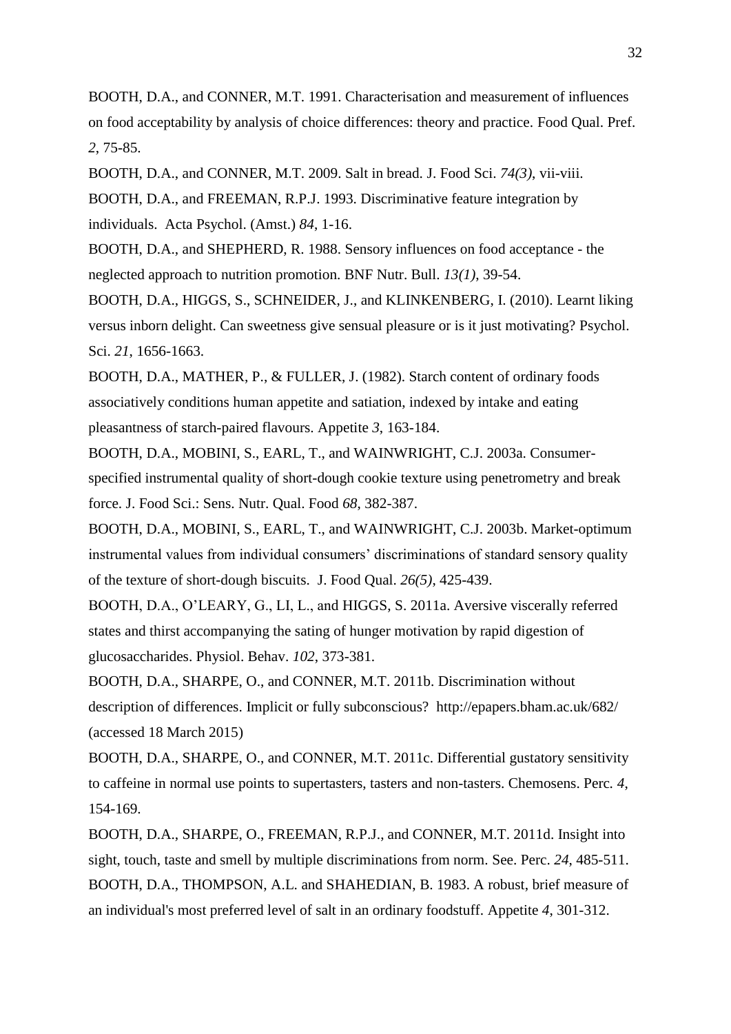BOOTH, D.A., and CONNER, M.T. 1991. Characterisation and measurement of influences on food acceptability by analysis of choice differences: theory and practice. Food Qual. Pref. *2*, 75-85.

BOOTH, D.A., and CONNER, M.T. 2009. Salt in bread. J. Food Sci. *74(3)*, vii-viii.

BOOTH, D.A., and FREEMAN, R.P.J. 1993. Discriminative feature integration by individuals. Acta Psychol. (Amst.) *84*, 1-16.

BOOTH, D.A., and SHEPHERD, R. 1988. Sensory influences on food acceptance - the neglected approach to nutrition promotion. BNF Nutr. Bull. *13(1)*, 39-54.

BOOTH, D.A., HIGGS, S., SCHNEIDER, J., and KLINKENBERG, I. (2010). Learnt liking versus inborn delight. Can sweetness give sensual pleasure or is it just motivating? Psychol. Sci. *21*, 1656-1663.

BOOTH, D.A., MATHER, P., & FULLER, J. (1982). Starch content of ordinary foods associatively conditions human appetite and satiation, indexed by intake and eating pleasantness of starch-paired flavours. Appetite *3*, 163-184.

BOOTH, D.A., MOBINI, S., EARL, T., and WAINWRIGHT, C.J. 2003a. Consumer-specified instrumental quality of short-dough cookie texture using penetrometry and break force. J. Food Sci.: Sens. Nutr. Qual. Food *68*, 382-387.

BOOTH, D.A., MOBINI, S., EARL, T., and WAINWRIGHT, C.J. 2003b. Market-optimum instrumental values from individual consumers' discriminations of standard sensory quality of the texture of short-dough biscuits. J. Food Qual. *26(5)*, 425-439.

BOOTH, D.A., O'LEARY, G., LI, L., and HIGGS, S. 2011a. Aversive viscerally referred states and thirst accompanying the sating of hunger motivation by rapid digestion of glucosaccharides. Physiol. Behav. *102*, 373-381.

BOOTH, D.A., SHARPE, O., and CONNER, M.T. 2011b. Discrimination without description of differences. Implicit or fully subconscious? http://epapers.bham.ac.uk/682/ (accessed 18 March 2015)

BOOTH, D.A., SHARPE, O., and CONNER, M.T. 2011c. Differential gustatory sensitivity to caffeine in normal use points to supertasters, tasters and non-tasters. Chemosens. Perc. *4*, 154-169.

BOOTH, D.A., SHARPE, O., FREEMAN, R.P.J., and CONNER, M.T. 2011d. Insight into sight, touch, taste and smell by multiple discriminations from norm. See. Perc. *24*, 485-511.

BOOTH, D.A., THOMPSON, A.L. and SHAHEDIAN, B. 1983. A robust, brief measure of an individual's most preferred level of salt in an ordinary foodstuff. Appetite *4*, 301-312.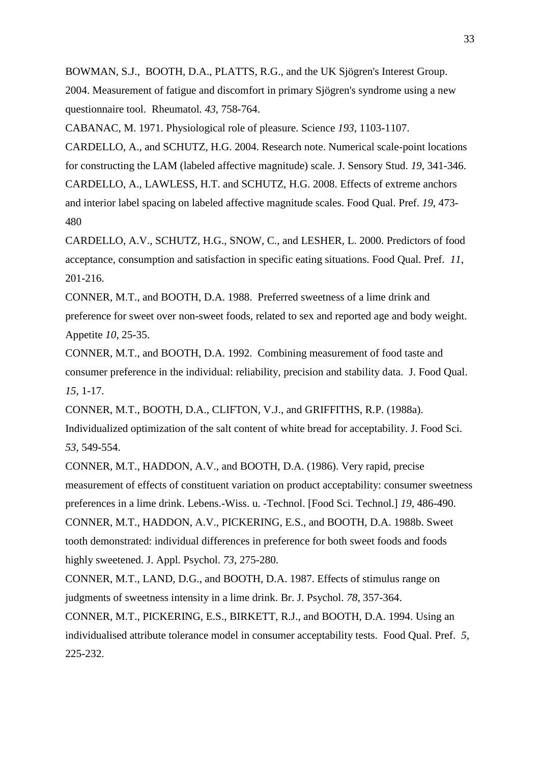BOWMAN, S.J., BOOTH, D.A., PLATTS, R.G., and the UK Sjögren's Interest Group. 2004. Measurement of fatigue and discomfort in primary Sjögren's syndrome using a new questionnaire tool. Rheumatol. *43*, 758-764.

CABANAC, M. 1971. Physiological role of pleasure. Science *193*, 1103-1107.

CARDELLO, A., and SCHUTZ, H.G. 2004. Research note. Numerical scale-point locations for constructing the LAM (labeled affective magnitude) scale. J. Sensory Stud. *19*, 341-346.

CARDELLO, A., LAWLESS, H.T. and SCHUTZ, H.G. 2008. Effects of extreme anchors and interior label spacing on labeled affective magnitude scales. Food Qual. Pref. *19*, 473-480

CARDELLO, A.V., SCHUTZ, H.G., SNOW, C., and LESHER, L. 2000. Predictors of food acceptance, consumption and satisfaction in specific eating situations. Food Qual. Pref. *11*, 201-216.

CONNER, M.T., and BOOTH, D.A. 1988. Preferred sweetness of a lime drink and preference for sweet over non-sweet foods, related to sex and reported age and body weight. Appetite *10*, 25-35.

CONNER, M.T., and BOOTH, D.A. 1992. Combining measurement of food taste and consumer preference in the individual: reliability, precision and stability data. J. Food Qual. *15*, 1-17.

CONNER, M.T., BOOTH, D.A., CLIFTON, V.J., and GRIFFITHS, R.P. (1988a). Individualized optimization of the salt content of white bread for acceptability. J. Food Sci. *53*, 549-554.

CONNER, M.T., HADDON, A.V., and BOOTH, D.A. (1986). Very rapid, precise measurement of effects of constituent variation on product acceptability: consumer sweetness preferences in a lime drink. Lebens.-Wiss. u. -Technol. [Food Sci. Technol.] *19*, 486-490.

CONNER, M.T., HADDON, A.V., PICKERING, E.S., and BOOTH, D.A. 1988b. Sweet tooth demonstrated: individual differences in preference for both sweet foods and foods highly sweetened. J. Appl. Psychol. *73*, 275-280.

CONNER, M.T., LAND, D.G., and BOOTH, D.A. 1987. Effects of stimulus range on judgments of sweetness intensity in a lime drink. Br. J. Psychol. *78*, 357-364.

CONNER, M.T., PICKERING, E.S., BIRKETT, R.J., and BOOTH, D.A. 1994. Using an individualised attribute tolerance model in consumer acceptability tests. Food Qual. Pref. *5*, 225-232.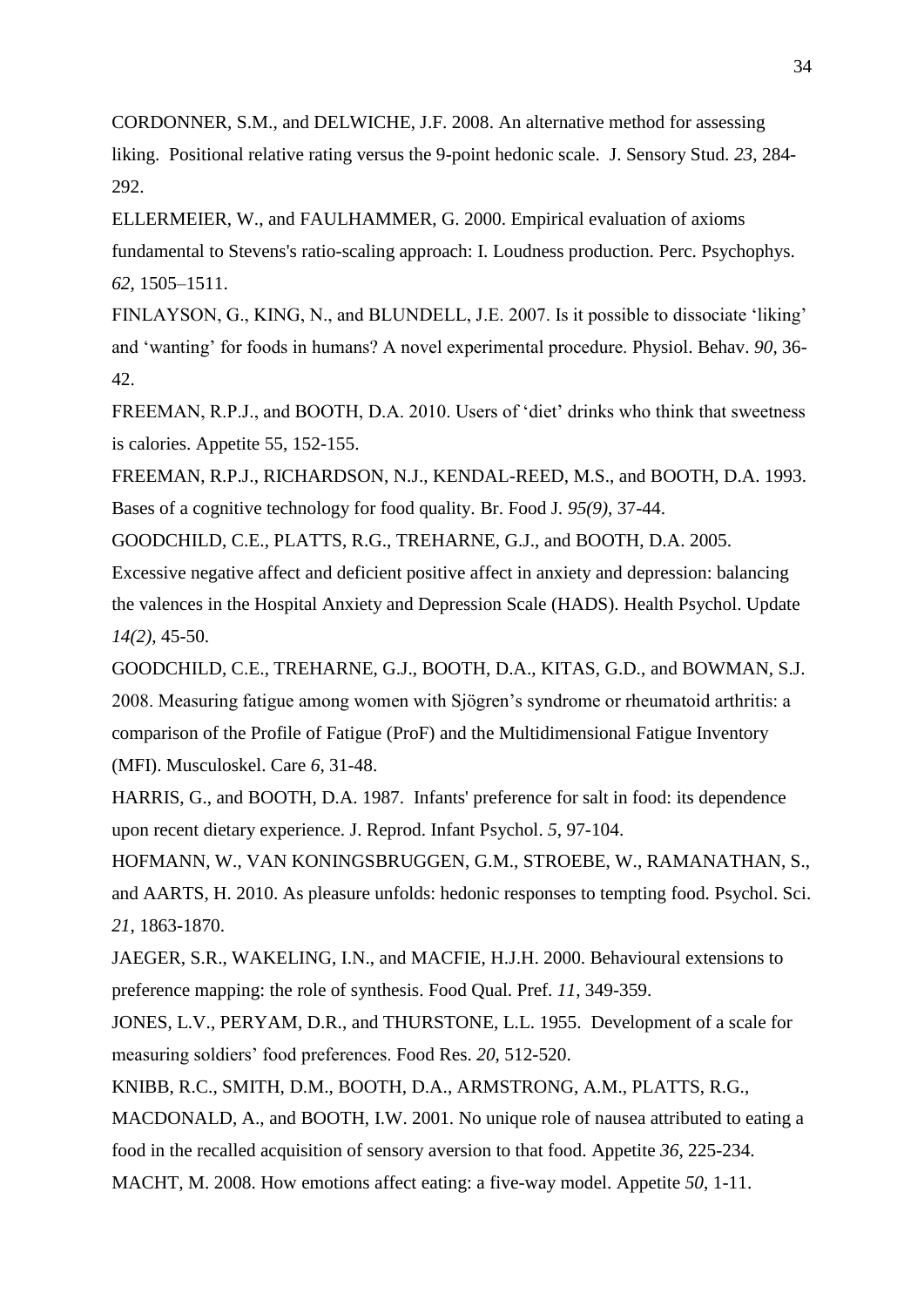CORDONNER, S.M., and DELWICHE, J.F. 2008. An alternative method for assessing liking. Positional relative rating versus the 9-point hedonic scale. J. Sensory Stud. *23*, 284-292.

ELLERMEIER, W., and FAULHAMMER, G. 2000. Empirical evaluation of axioms fundamental to Stevens's ratio-scaling approach: I. Loudness production. Perc. Psychophys. *62*, 1505–1511.

FINLAYSON, G., KING, N., and BLUNDELL, J.E. 2007. Is it possible to dissociate 'liking' and 'wanting' for foods in humans? A novel experimental procedure. Physiol. Behav. *90*, 36-42.

FREEMAN, R.P.J., and BOOTH, D.A. 2010. Users of 'diet' drinks who think that sweetness is calories. Appetite 55, 152-155.

FREEMAN, R.P.J., RICHARDSON, N.J., KENDAL-REED, M.S., and BOOTH, D.A. 1993. Bases of a cognitive technology for food quality. Br. Food J. *95(9)*, 37-44.

GOODCHILD, C.E., PLATTS, R.G., TREHARNE, G.J., and BOOTH, D.A. 2005. Excessive negative affect and deficient positive affect in anxiety and depression: balancing the valences in the Hospital Anxiety and Depression Scale (HADS). Health Psychol. Update *14(2)*, 45-50.

GOODCHILD, C.E., TREHARNE, G.J., BOOTH, D.A., KITAS, G.D., and BOWMAN, S.J. 2008. Measuring fatigue among women with Sjögren's syndrome or rheumatoid arthritis: a comparison of the Profile of Fatigue (ProF) and the Multidimensional Fatigue Inventory (MFI). Musculoskel. Care *6*, 31-48.

HARRIS, G., and BOOTH, D.A. 1987. Infants' preference for salt in food: its dependence upon recent dietary experience. J. Reprod. Infant Psychol. *5*, 97-104.

HOFMANN, W., VAN KONINGSBRUGGEN, G.M., STROEBE, W., RAMANATHAN, S., and AARTS, H. 2010. As pleasure unfolds: hedonic responses to tempting food. Psychol. Sci. *21*, 1863-1870.

JAEGER, S.R., WAKELING, I.N., and MACFIE, H.J.H. 2000. Behavioural extensions to preference mapping: the role of synthesis. Food Qual. Pref. *11*, 349-359.

JONES, L.V., PERYAM, D.R., and THURSTONE, L.L. 1955. Development of a scale for measuring soldiers' food preferences. Food Res. *20*, 512-520.

KNIBB, R.C., SMITH, D.M., BOOTH, D.A., ARMSTRONG, A.M., PLATTS, R.G., MACDONALD, A., and BOOTH, I.W. 2001. No unique role of nausea attributed to eating a food in the recalled acquisition of sensory aversion to that food. Appetite *36*, 225-234.

MACHT, M. 2008. How emotions affect eating: a five-way model. Appetite *50*, 1-11.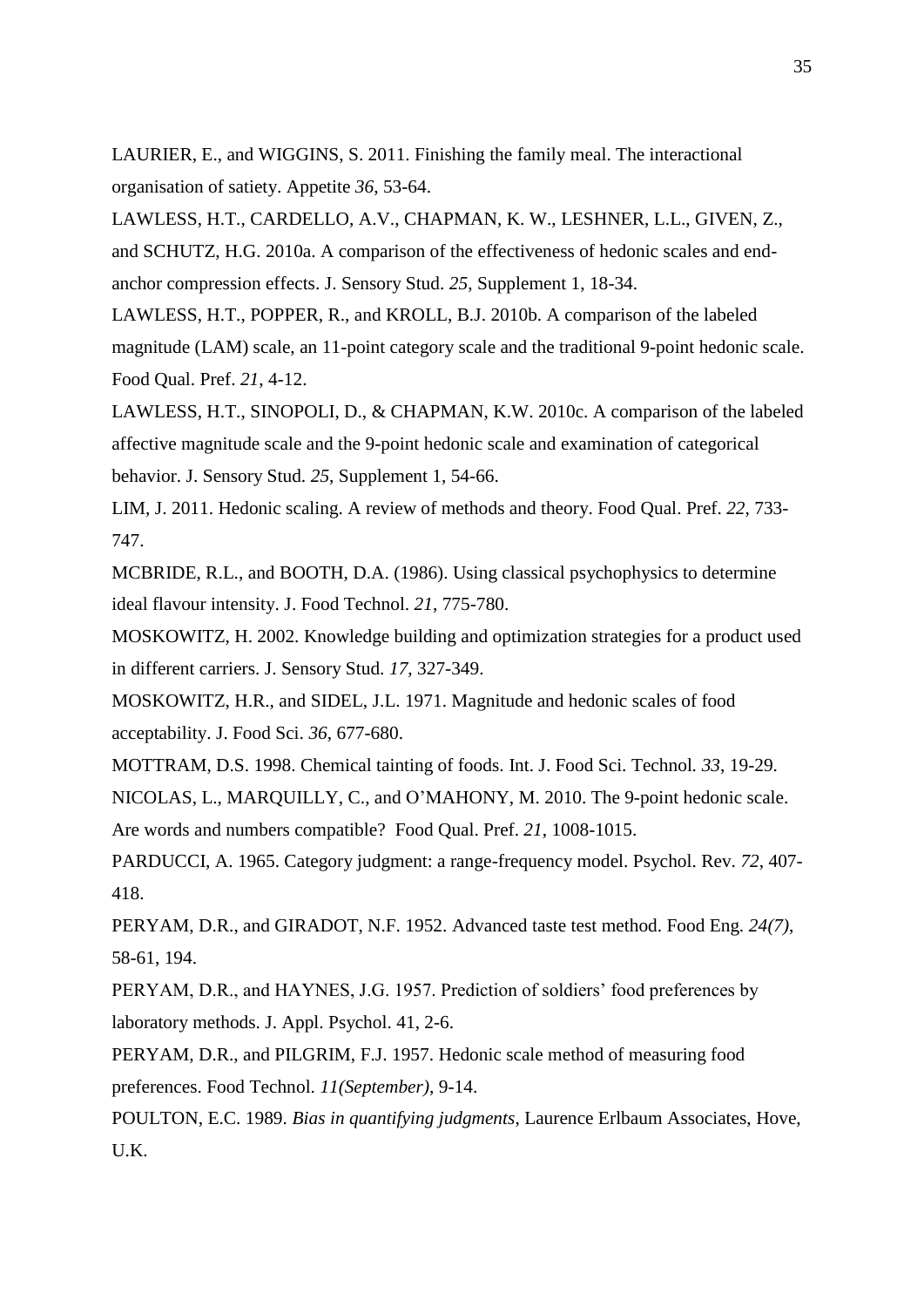LAURIER, E., and WIGGINS, S. 2011. Finishing the family meal. The interactional organisation of satiety. Appetite *36*, 53-64.

LAWLESS, H.T., CARDELLO, A.V., CHAPMAN, K. W., LESHNER, L.L., GIVEN, Z., and SCHUTZ, H.G. 2010a. A comparison of the effectiveness of hedonic scales and end-anchor compression effects. J. Sensory Stud. *25*, Supplement 1, 18-34.

LAWLESS, H.T., POPPER, R., and KROLL, B.J. 2010b. A comparison of the labeled magnitude (LAM) scale, an 11-point category scale and the traditional 9-point hedonic scale. Food Qual. Pref. *21*, 4-12.

LAWLESS, H.T., SINOPOLI, D., & CHAPMAN, K.W. 2010c. A comparison of the labeled affective magnitude scale and the 9-point hedonic scale and examination of categorical behavior. J. Sensory Stud. *25*, Supplement 1, 54-66.

LIM, J. 2011. Hedonic scaling. A review of methods and theory. Food Qual. Pref. *22*, 733-747.

MCBRIDE, R.L., and BOOTH, D.A. (1986). Using classical psychophysics to determine ideal flavour intensity. J. Food Technol. *21*, 775-780.

MOSKOWITZ, H. 2002. Knowledge building and optimization strategies for a product used in different carriers. J. Sensory Stud. *17*, 327-349.

MOSKOWITZ, H.R., and SIDEL, J.L. 1971. Magnitude and hedonic scales of food acceptability. J. Food Sci. *36*, 677-680.

MOTTRAM, D.S. 1998. Chemical tainting of foods. Int. J. Food Sci. Technol. *33*, 19-29.

NICOLAS, L., MARQUILLY, C., and O'MAHONY, M. 2010. The 9-point hedonic scale. Are words and numbers compatible? Food Qual. Pref. *21*, 1008-1015.

PARDUCCI, A. 1965. Category judgment: a range-frequency model. Psychol. Rev. *72*, 407-418.

PERYAM, D.R., and GIRADOT, N.F. 1952. Advanced taste test method. Food Eng. *24(7)*, 58-61, 194.

PERYAM, D.R., and HAYNES, J.G. 1957. Prediction of soldiers' food preferences by laboratory methods. J. Appl. Psychol. 41, 2-6.

PERYAM, D.R., and PILGRIM, F.J. 1957. Hedonic scale method of measuring food preferences. Food Technol. *11(September)*, 9-14.

POULTON, E.C. 1989. *Bias in quantifying judgments*, Laurence Erlbaum Associates, Hove, U.K.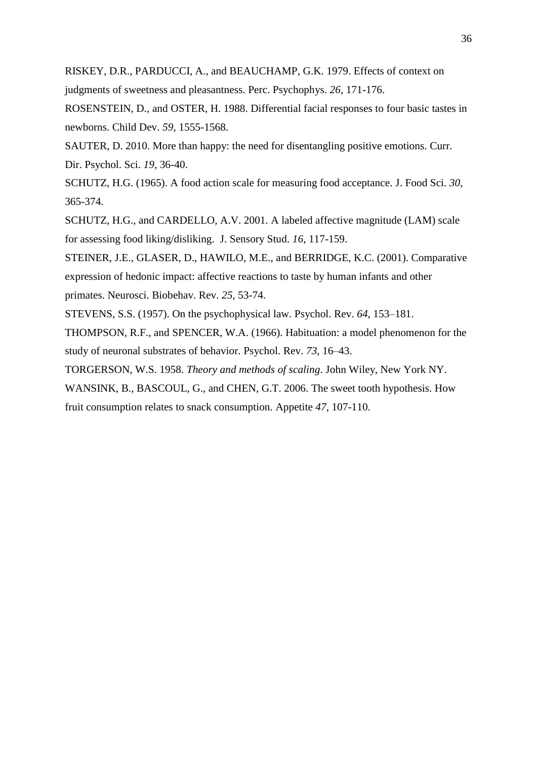RISKEY, D.R., PARDUCCI, A., and BEAUCHAMP, G.K. 1979. Effects of context on judgments of sweetness and pleasantness. Perc. Psychophys. *26*, 171-176.

ROSENSTEIN, D., and OSTER, H. 1988. Differential facial responses to four basic tastes in newborns. Child Dev. *59*, 1555-1568.

SAUTER, D. 2010. More than happy: the need for disentangling positive emotions. Curr. Dir. Psychol. Sci. *19*, 36-40.

SCHUTZ, H.G. (1965). A food action scale for measuring food acceptance. J. Food Sci. *30*, 365-374.

SCHUTZ, H.G., and CARDELLO, A.V. 2001. A labeled affective magnitude (LAM) scale for assessing food liking/disliking. J. Sensory Stud. *16*, 117-159.

STEINER, J.E., GLASER, D., HAWILO, M.E., and BERRIDGE, K.C. (2001). Comparative expression of hedonic impact: affective reactions to taste by human infants and other primates. Neurosci. Biobehav. Rev. *25*, 53-74.

STEVENS, S.S. (1957). On the psychophysical law. Psychol. Rev. *64*, 153–181.

THOMPSON, R.F., and SPENCER, W.A. (1966). Habituation: a model phenomenon for the study of neuronal substrates of behavior. Psychol. Rev. *73*, 16–43.

TORGERSON, W.S. 1958. *Theory and methods of scaling*. John Wiley, New York NY.

WANSINK, B., BASCOUL, G., and CHEN, G.T. 2006. The sweet tooth hypothesis. How fruit consumption relates to snack consumption. Appetite *47*, 107-110.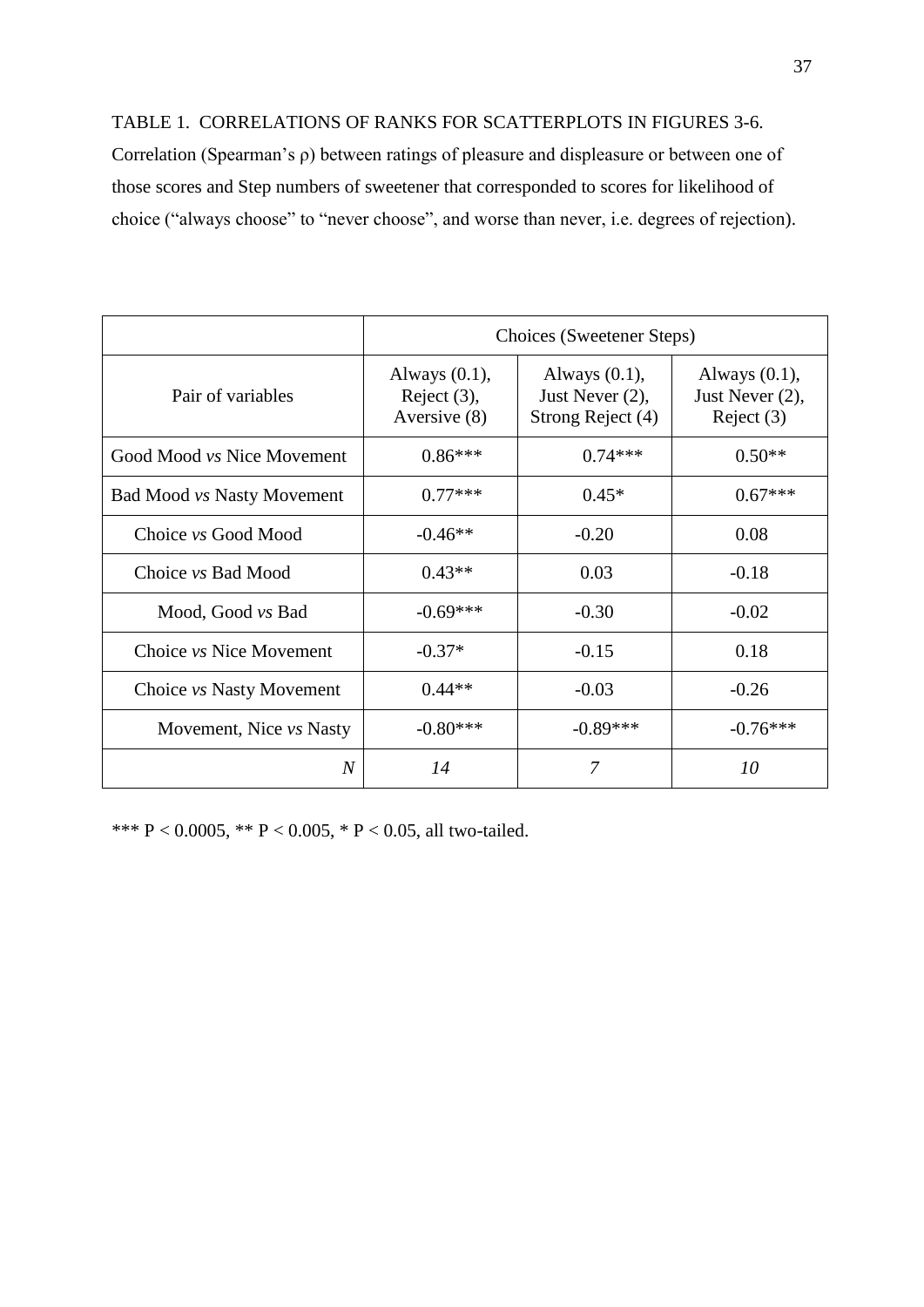TABLE 1. CORRELATIONS OF RANKS FOR SCATTERPLOTS IN FIGURES 3-6. Correlation (Spearman's ρ) between ratings of pleasure and displeasure or between one of those scores and Step numbers of sweetener that corresponded to scores for likelihood of choice ("always choose" to "never choose", and worse than never, i.e. degrees of rejection).

| | Choices (Sweetener Steps) | | |
|---|---|---|---|
| Pair of variables | Always (0.1), Reject (3), Aversive (8) | Always (0.1), Just Never (2), Strong Reject (4) | Always (0.1), Just Never (2), Reject (3) |
| Good Mood *vs* Nice Movement | 0.86*** | 0.74*** | 0.50** |
| Bad Mood *vs* Nasty Movement | 0.77*** | 0.45* | 0.67*** |
| Choice *vs* Good Mood | -0.46** | -0.20 | 0.08 |
| Choice *vs* Bad Mood | 0.43** | 0.03 | -0.18 |
| Mood, Good *vs* Bad | -0.69*** | -0.30 | -0.02 |
| Choice *vs* Nice Movement | -0.37* | -0.15 | 0.18 |
| Choice *vs* Nasty Movement | 0.44** | -0.03 | -0.26 |
| Movement, Nice *vs* Nasty | -0.80*** | -0.89*** | -0.76*** |
| *N* | *14* | *7* | *10* |

*** $P < 0.0005$, ** $P < 0.005$, * $P < 0.05$, all two-tailed.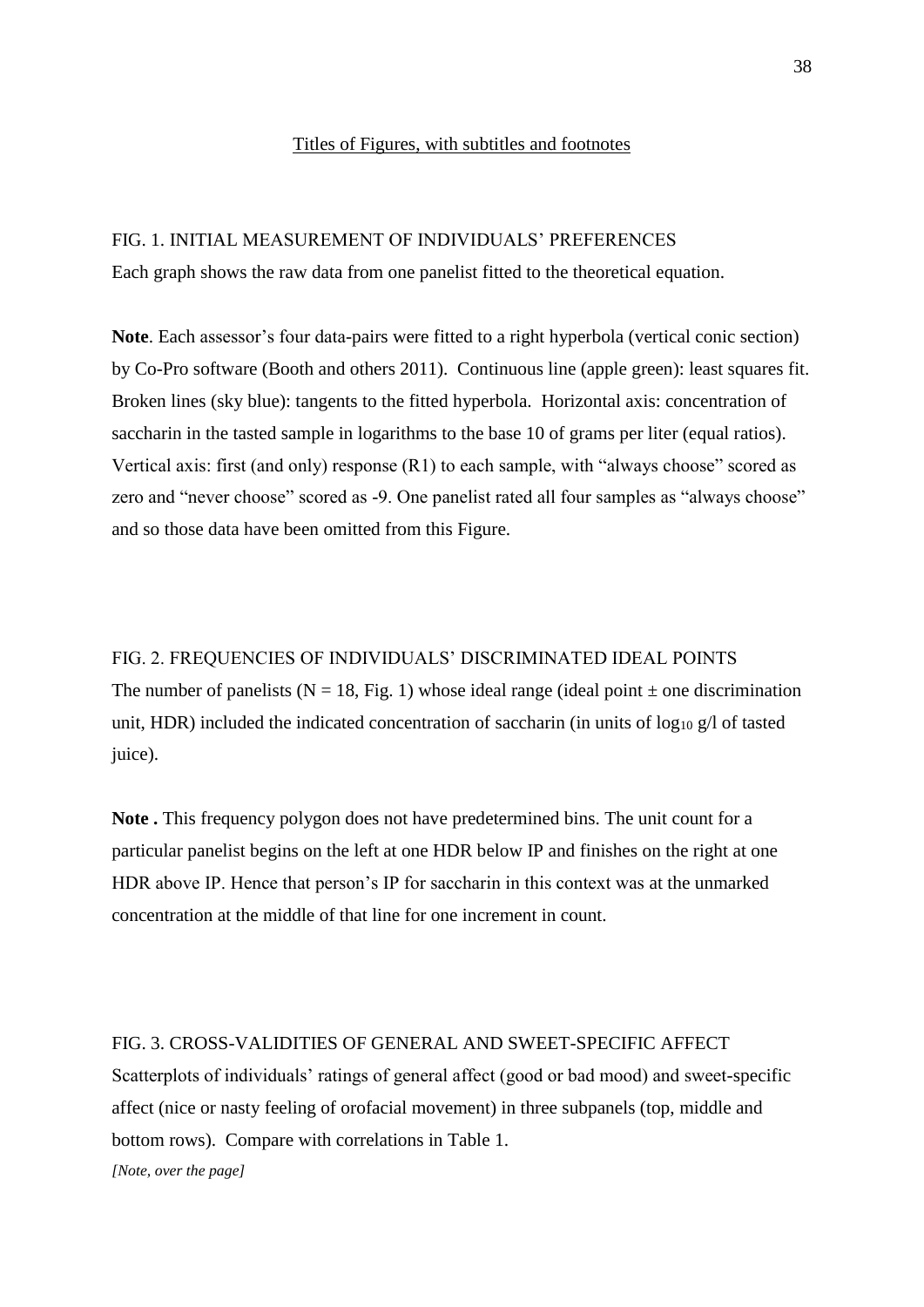Titles of Figures, with subtitles and footnotes

FIG. 1. INITIAL MEASUREMENT OF INDIVIDUALS' PREFERENCES

Each graph shows the raw data from one panelist fitted to the theoretical equation.

**Note**. Each assessor's four data-pairs were fitted to a right hyperbola (vertical conic section) by Co-Pro software (Booth and others 2011). Continuous line (apple green): least squares fit. Broken lines (sky blue): tangents to the fitted hyperbola. Horizontal axis: concentration of saccharin in the tasted sample in logarithms to the base 10 of grams per liter (equal ratios). Vertical axis: first (and only) response (R1) to each sample, with "always choose" scored as zero and "never choose" scored as -9. One panelist rated all four samples as "always choose" and so those data have been omitted from this Figure.

FIG. 2. FREQUENCIES OF INDIVIDUALS' DISCRIMINATED IDEAL POINTS

The number of panelists ($N = 18$, Fig. 1) whose ideal range (ideal point $\pm$ one discrimination unit, HDR) included the indicated concentration of saccharin (in units of $\log_{10}$ g/l of tasted juice).

**Note .** This frequency polygon does not have predetermined bins. The unit count for a particular panelist begins on the left at one HDR below IP and finishes on the right at one HDR above IP. Hence that person's IP for saccharin in this context was at the unmarked concentration at the middle of that line for one increment in count.

FIG. 3. CROSS-VALIDITIES OF GENERAL AND SWEET-SPECIFIC AFFECT

Scatterplots of individuals' ratings of general affect (good or bad mood) and sweet-specific affect (nice or nasty feeling of orofacial movement) in three subpanels (top, middle and bottom rows). Compare with correlations in Table 1.

*[Note, over the page]*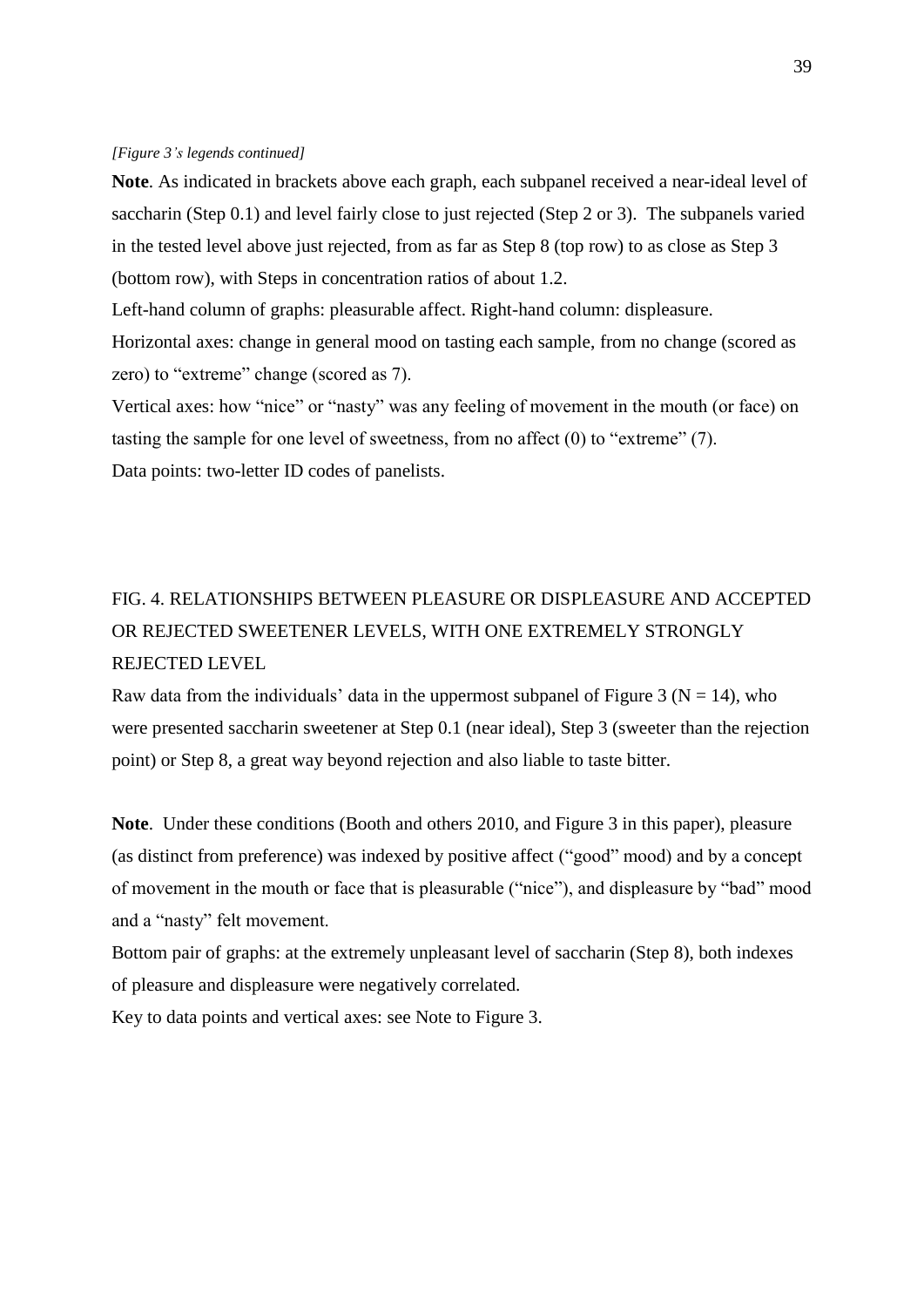*[Figure 3's legends continued]*

**Note**. As indicated in brackets above each graph, each subpanel received a near-ideal level of saccharin (Step 0.1) and level fairly close to just rejected (Step 2 or 3). The subpanels varied in the tested level above just rejected, from as far as Step 8 (top row) to as close as Step 3 (bottom row), with Steps in concentration ratios of about 1.2.

Left-hand column of graphs: pleasurable affect. Right-hand column: displeasure.

Horizontal axes: change in general mood on tasting each sample, from no change (scored as zero) to "extreme" change (scored as 7).

Vertical axes: how "nice" or "nasty" was any feeling of movement in the mouth (or face) on tasting the sample for one level of sweetness, from no affect (0) to "extreme" (7).

Data points: two-letter ID codes of panelists.

FIG. 4. RELATIONSHIPS BETWEEN PLEASURE OR DISPLEASURE AND ACCEPTED OR REJECTED SWEETENER LEVELS, WITH ONE EXTREMELY STRONGLY REJECTED LEVEL

Raw data from the individuals' data in the uppermost subpanel of Figure 3 (N = 14), who were presented saccharin sweetener at Step 0.1 (near ideal), Step 3 (sweeter than the rejection point) or Step 8, a great way beyond rejection and also liable to taste bitter.

**Note**. Under these conditions (Booth and others 2010, and Figure 3 in this paper), pleasure (as distinct from preference) was indexed by positive affect ("good" mood) and by a concept of movement in the mouth or face that is pleasurable ("nice"), and displeasure by "bad" mood and a "nasty" felt movement.

Bottom pair of graphs: at the extremely unpleasant level of saccharin (Step 8), both indexes of pleasure and displeasure were negatively correlated.

Key to data points and vertical axes: see Note to Figure 3.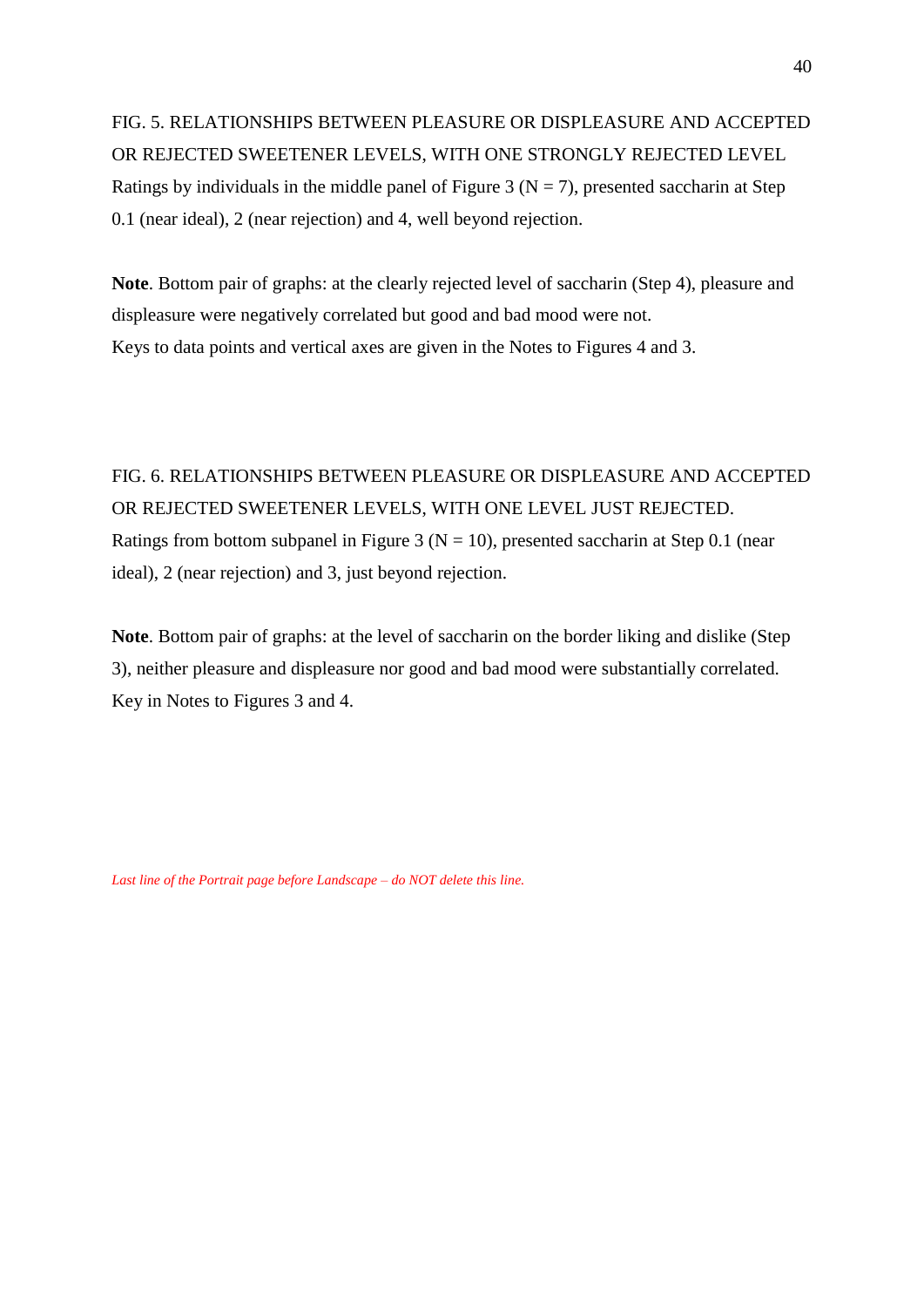FIG. 5. RELATIONSHIPS BETWEEN PLEASURE OR DISPLEASURE AND ACCEPTED OR REJECTED SWEETENER LEVELS, WITH ONE STRONGLY REJECTED LEVEL
Ratings by individuals in the middle panel of Figure 3 (N = 7), presented saccharin at Step 0.1 (near ideal), 2 (near rejection) and 4, well beyond rejection.

**Note**. Bottom pair of graphs: at the clearly rejected level of saccharin (Step 4), pleasure and displeasure were negatively correlated but good and bad mood were not.
Keys to data points and vertical axes are given in the Notes to Figures 4 and 3.

FIG. 6. RELATIONSHIPS BETWEEN PLEASURE OR DISPLEASURE AND ACCEPTED OR REJECTED SWEETENER LEVELS, WITH ONE LEVEL JUST REJECTED.
Ratings from bottom subpanel in Figure 3 (N = 10), presented saccharin at Step 0.1 (near ideal), 2 (near rejection) and 3, just beyond rejection.

**Note**. Bottom pair of graphs: at the level of saccharin on the border liking and dislike (Step 3), neither pleasure and displeasure nor good and bad mood were substantially correlated.
Key in Notes to Figures 3 and 4.

*Last line of the Portrait page before Landscape – do NOT delete this line.*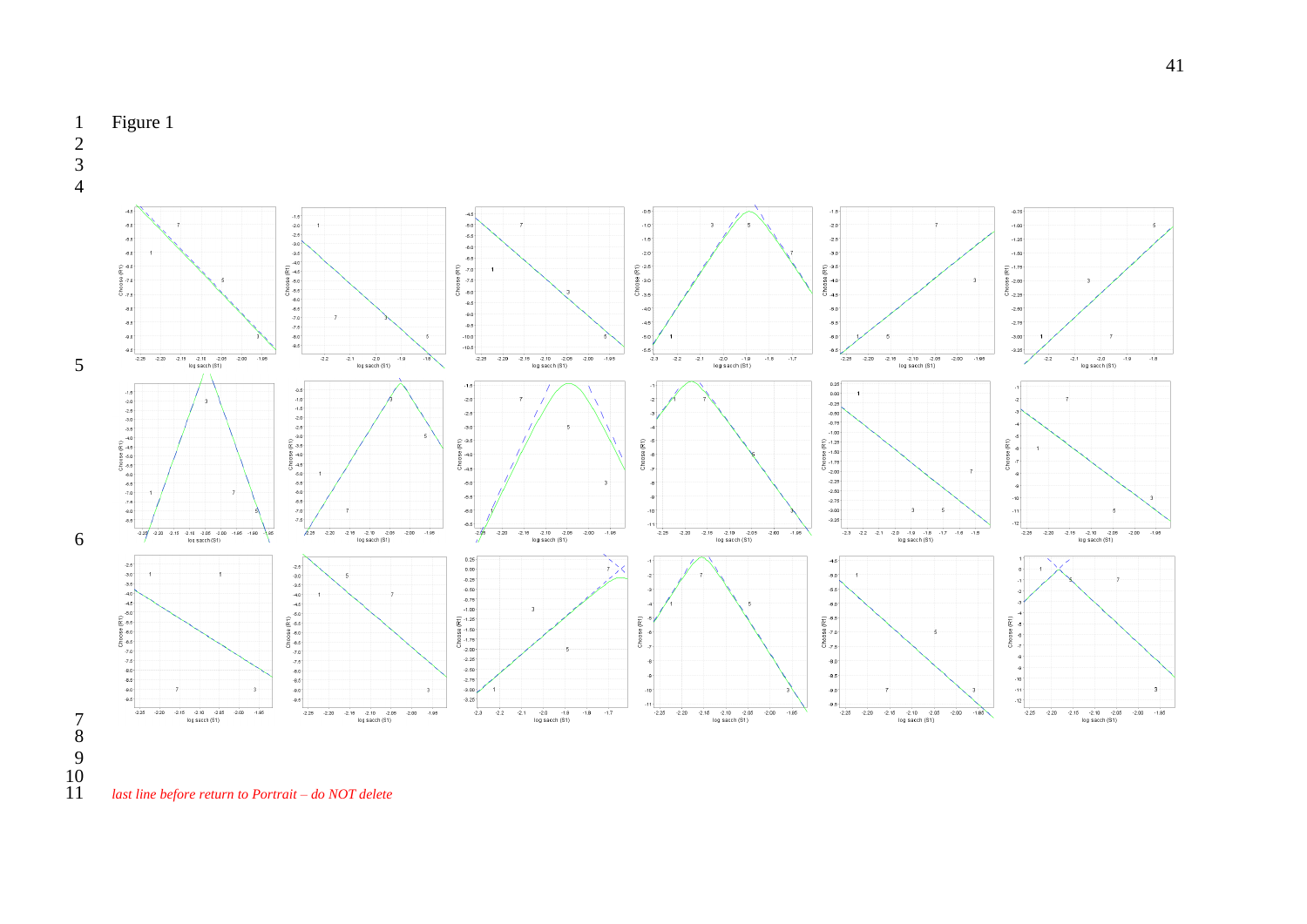Figure 1

*last line before return to Portrait – do NOT delete*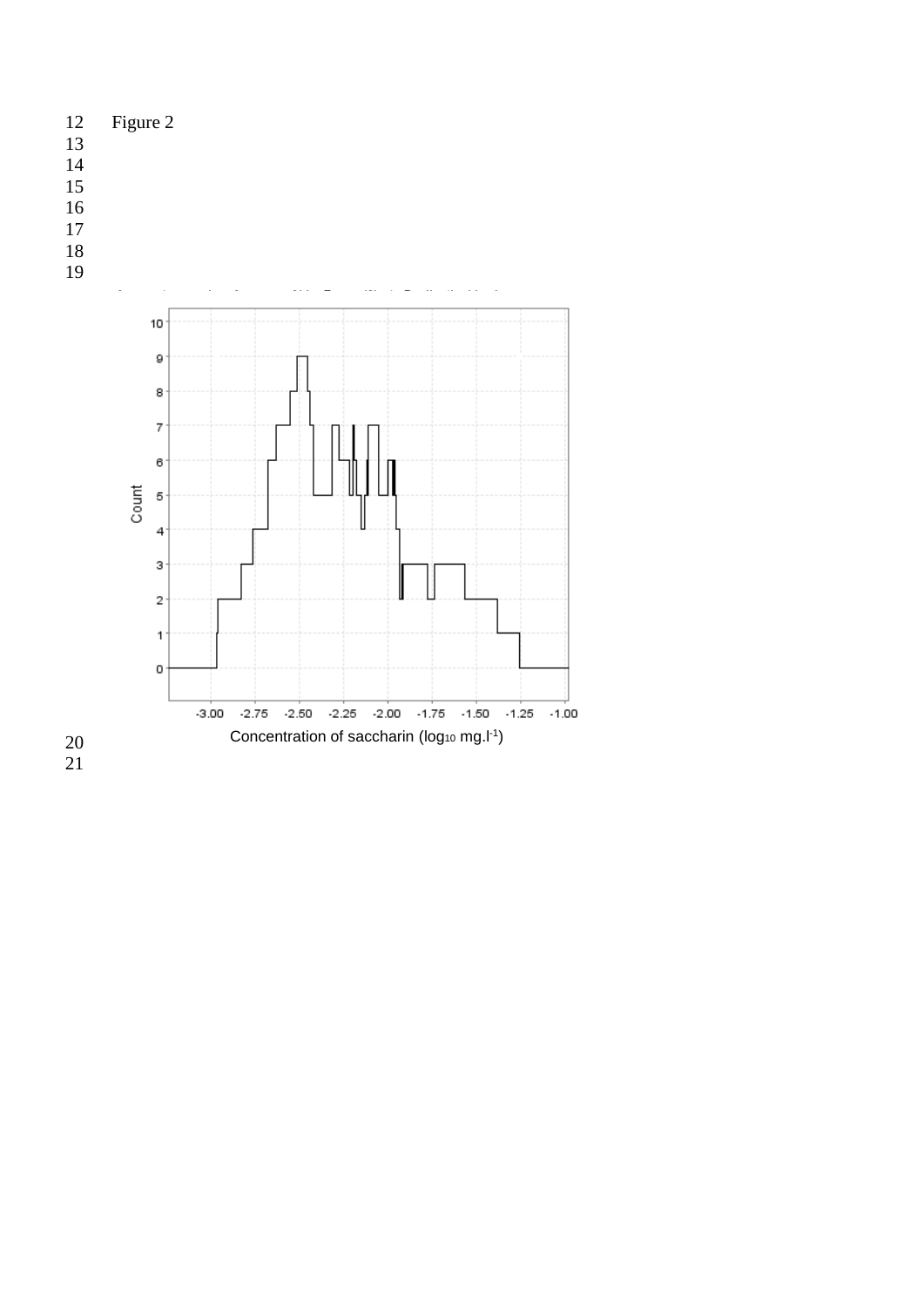Figure 2

Count

Concentration of saccharin ($\log_{10}$ mg.l$^{-1}$)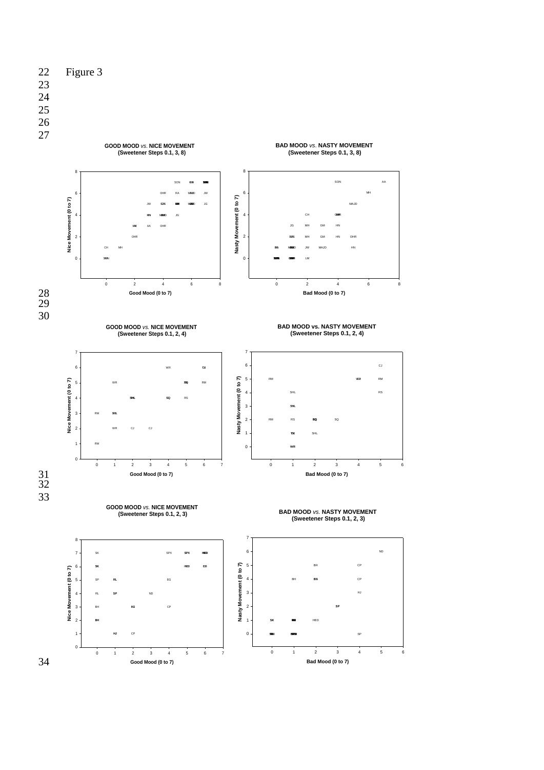Figure 3

**GOOD MOOD *vs.* NICE MOVEMENT (Sweetener Steps 0.1, 3, 8)**

**BAD MOOD *vs.* NASTY MOVEMENT (Sweetener Steps 0.1, 3, 8)**

**GOOD MOOD *vs.* NICE MOVEMENT (Sweetener Steps 0.1, 2, 4)**

**BAD MOOD vs. NASTY MOVEMENT (Sweetener Steps 0.1, 2, 4)**

**GOOD MOOD *vs.* NICE MOVEMENT (Sweetener Steps 0.1, 2, 3)**

**BAD MOOD *vs.* NASTY MOVEMENT (Sweetener Steps 0.1, 2, 3)**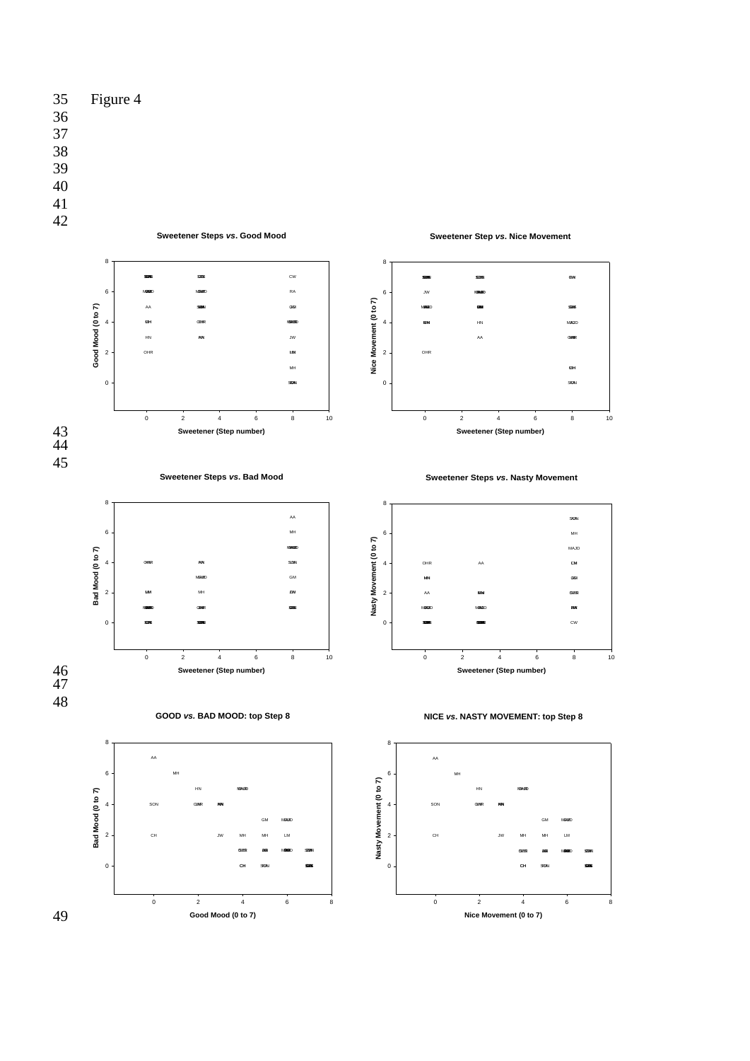Figure 4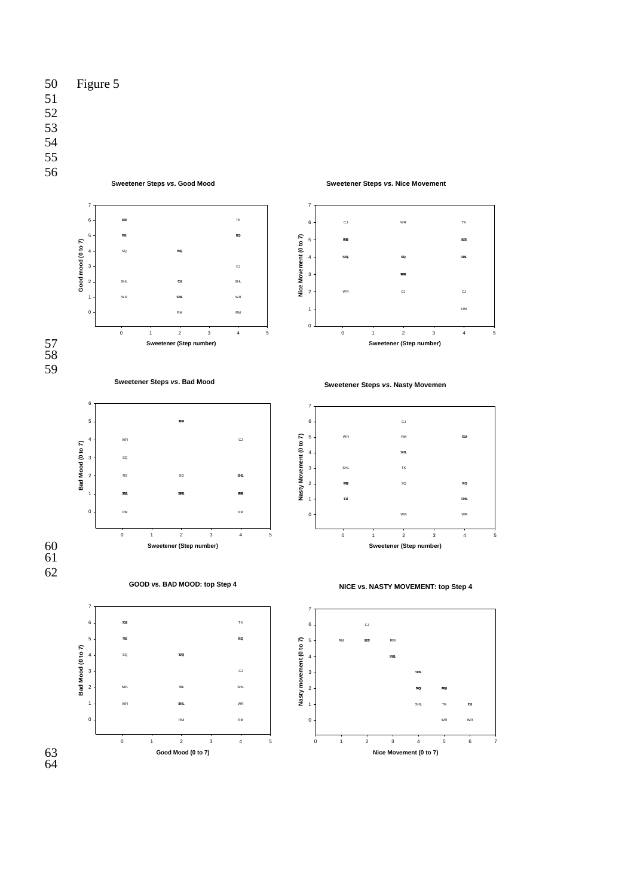Figure 5

**Sweetener Steps *vs.* Good Mood**

**Sweetener Steps *vs.* Nice Movement**

**Sweetener Steps *vs.* Bad Mood**

**Sweetener Steps *vs.* Nasty Movemen**

**GOOD vs. BAD MOOD: top Step 4**

**NICE vs. NASTY MOVEMENT: top Step 4**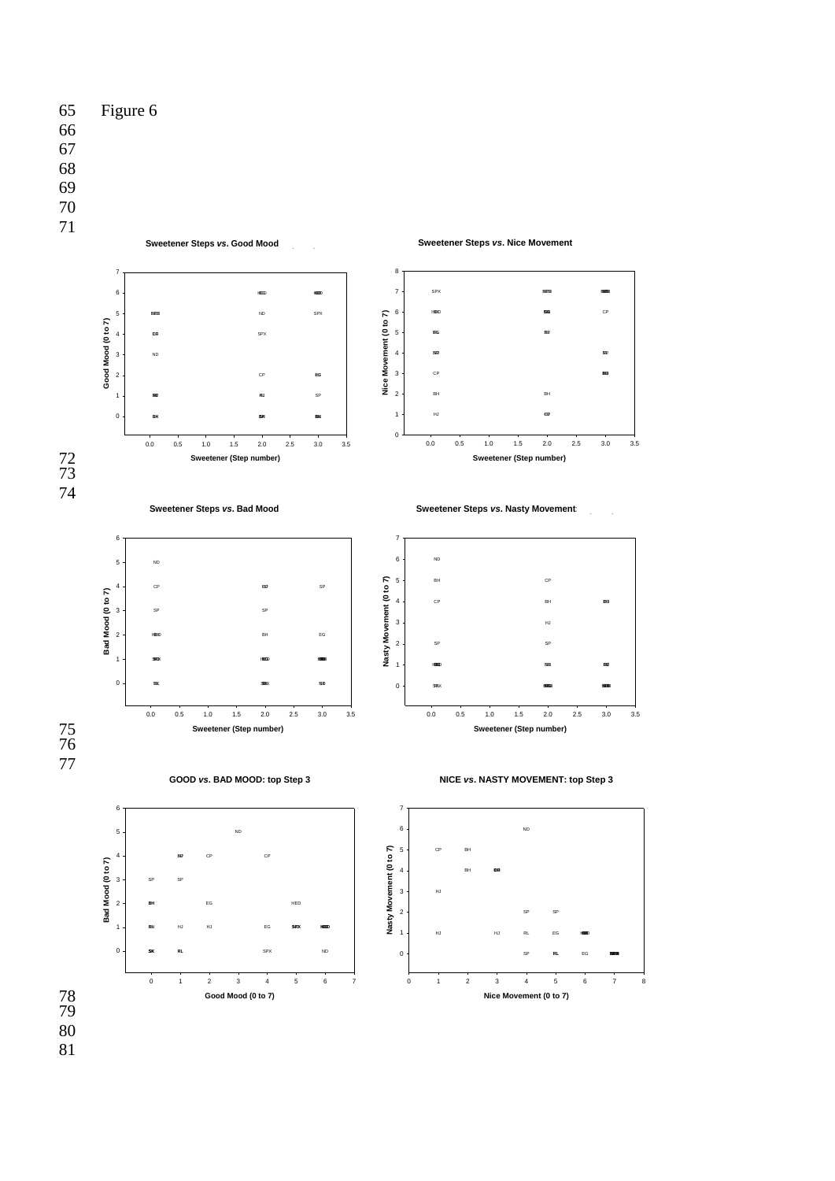Figure 6

Sweetener Steps *vs*. Good Mood

Good Mood (0 to 7)

Sweetener (Step number)

0.0 0.5 1.0 1.5 2.0 2.5 3.0 3.5

0 1 2 3 4 5 6 7

Sweetener Steps *vs*. Nice Movement

Nice Movement (0 to 7)

Sweetener (Step number)

0.0 0.5 1.0 1.5 2.0 2.5 3.0 3.5

0 1 2 3 4 5 6 7 8

Sweetener Steps *vs*. Bad Mood

Bad Mood (0 to 7)

Sweetener (Step number)

0.0 0.5 1.0 1.5 2.0 2.5 3.0 3.5

0 1 2 3 4 5 6

Sweetener Steps *vs*. Nasty Movement

Nasty Movement (0 to 7)

Sweetener (Step number)

0.0 0.5 1.0 1.5 2.0 2.5 3.0 3.5

0 1 2 3 4 5 6 7

GOOD *vs*. BAD MOOD: top Step 3

Bad Mood (0 to 7)

Good Mood (0 to 7)

0 1 2 3 4 5 6 7

0 1 2 3 4 5 6

NICE *vs*. NASTY MOVEMENT: top Step 3

Nasty Movement (0 to 7)

Nice Movement (0 to 7)

0 1 2 3 4 5 6 7 8

0 1 2 3 4 5 6 7